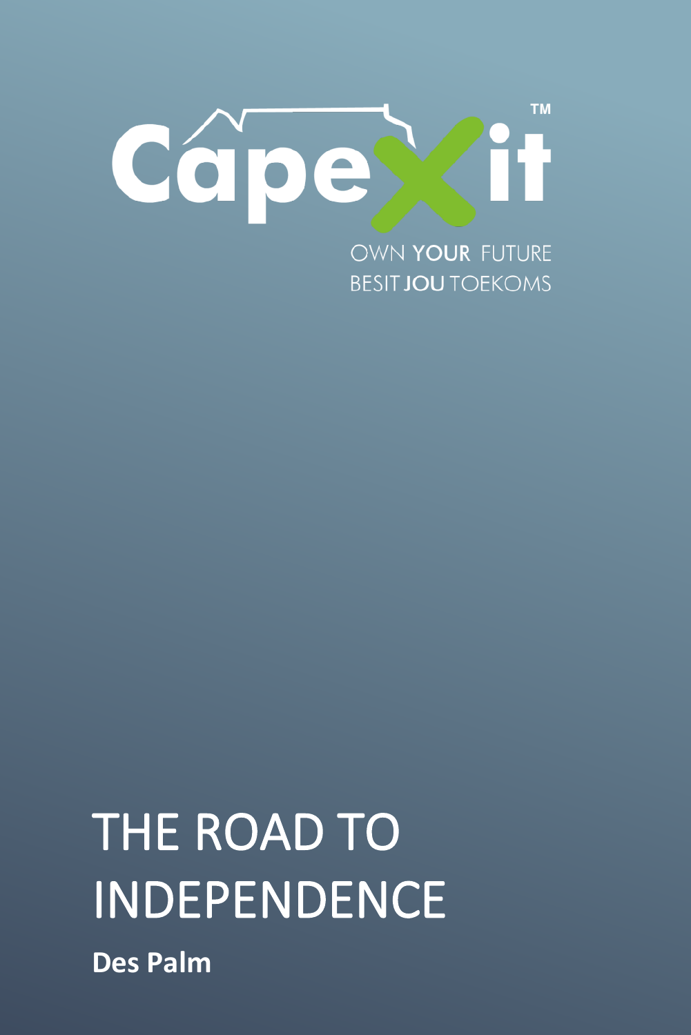CapeXit™

OWN **YOUR** FUTURE
BESIT **JOU** TOEKOMS

# THE ROAD TO INDEPENDENCE

**Des Palm**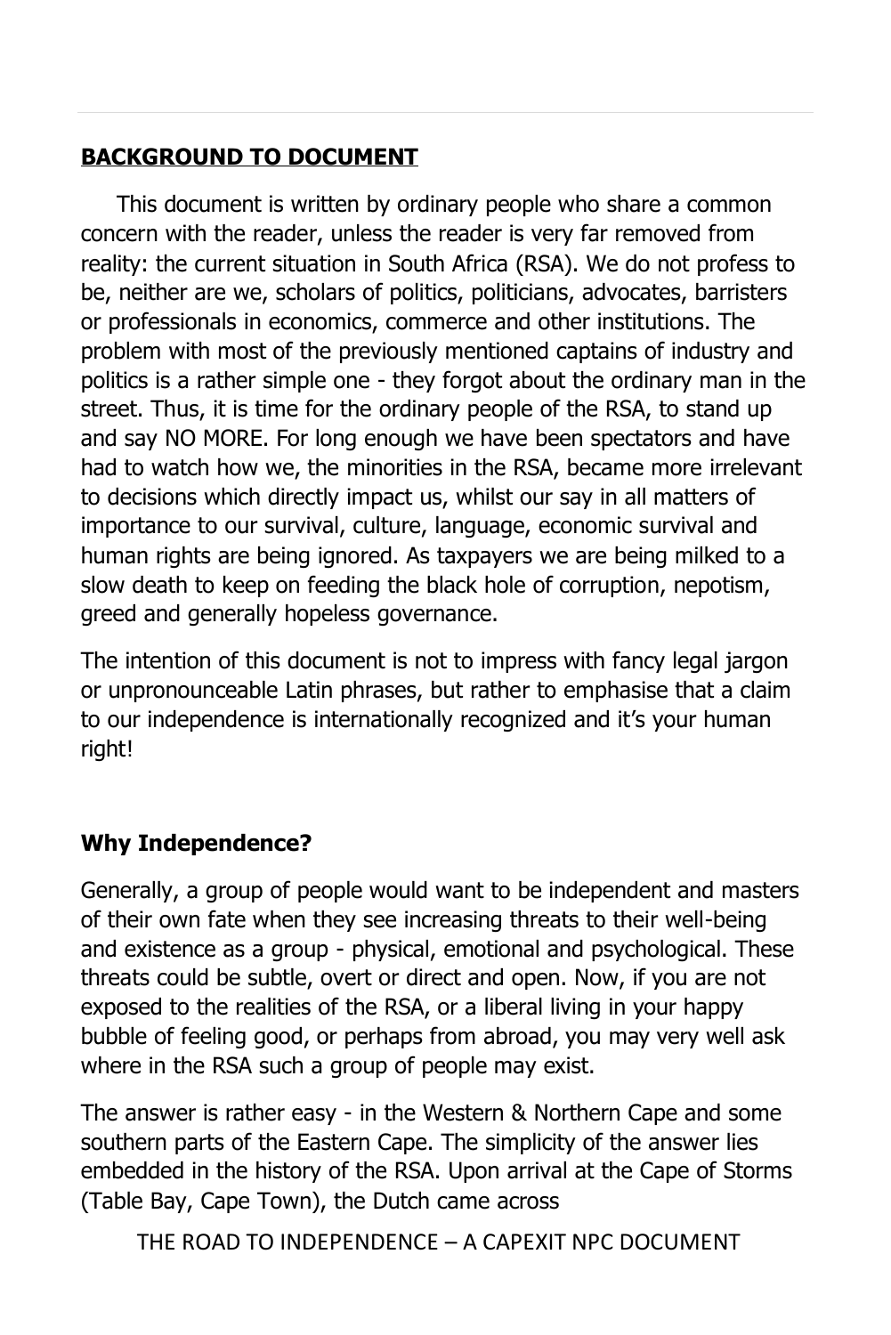## BACKGROUND TO DOCUMENT

This document is written by ordinary people who share a common concern with the reader, unless the reader is very far removed from reality: the current situation in South Africa (RSA). We do not profess to be, neither are we, scholars of politics, politicians, advocates, barristers or professionals in economics, commerce and other institutions. The problem with most of the previously mentioned captains of industry and politics is a rather simple one - they forgot about the ordinary man in the street. Thus, it is time for the ordinary people of the RSA, to stand up and say NO MORE. For long enough we have been spectators and have had to watch how we, the minorities in the RSA, became more irrelevant to decisions which directly impact us, whilst our say in all matters of importance to our survival, culture, language, economic survival and human rights are being ignored. As taxpayers we are being milked to a slow death to keep on feeding the black hole of corruption, nepotism, greed and generally hopeless governance.

The intention of this document is not to impress with fancy legal jargon or unpronounceable Latin phrases, but rather to emphasise that a claim to our independence is internationally recognized and it's your human right!

### Why Independence?

Generally, a group of people would want to be independent and masters of their own fate when they see increasing threats to their well-being and existence as a group - physical, emotional and psychological. These threats could be subtle, overt or direct and open. Now, if you are not exposed to the realities of the RSA, or a liberal living in your happy bubble of feeling good, or perhaps from abroad, you may very well ask where in the RSA such a group of people may exist.

The answer is rather easy - in the Western & Northern Cape and some southern parts of the Eastern Cape. The simplicity of the answer lies embedded in the history of the RSA. Upon arrival at the Cape of Storms (Table Bay, Cape Town), the Dutch came across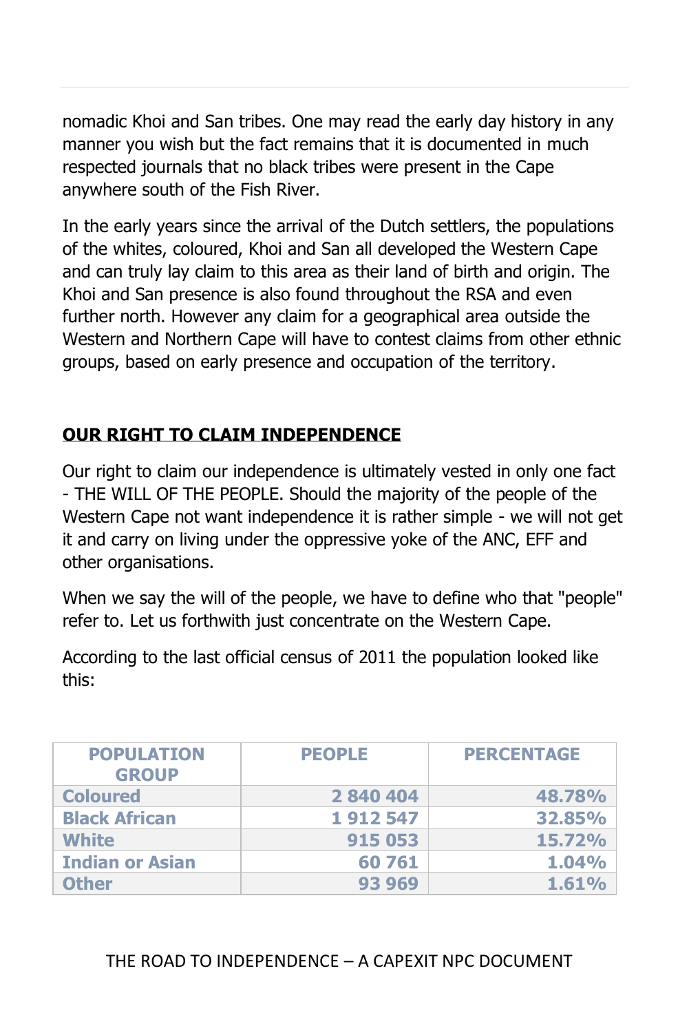nomadic Khoi and San tribes. One may read the early day history in any manner you wish but the fact remains that it is documented in much respected journals that no black tribes were present in the Cape anywhere south of the Fish River.

In the early years since the arrival of the Dutch settlers, the populations of the whites, coloured, Khoi and San all developed the Western Cape and can truly lay claim to this area as their land of birth and origin. The Khoi and San presence is also found throughout the RSA and even further north. However any claim for a geographical area outside the Western and Northern Cape will have to contest claims from other ethnic groups, based on early presence and occupation of the territory.

## OUR RIGHT TO CLAIM INDEPENDENCE

Our right to claim our independence is ultimately vested in only one fact - THE WILL OF THE PEOPLE. Should the majority of the people of the Western Cape not want independence it is rather simple - we will not get it and carry on living under the oppressive yoke of the ANC, EFF and other organisations.

When we say the will of the people, we have to define who that "people" refer to. Let us forthwith just concentrate on the Western Cape.

According to the last official census of 2011 the population looked like this:

| POPULATION GROUP | PEOPLE | PERCENTAGE |
| --- | --- | --- |
| Coloured | 2 840 404 | 48.78% |
| Black African | 1 912 547 | 32.85% |
| White | 915 053 | 15.72% |
| Indian or Asian | 60 761 | 1.04% |
| Other | 93 969 | 1.61% |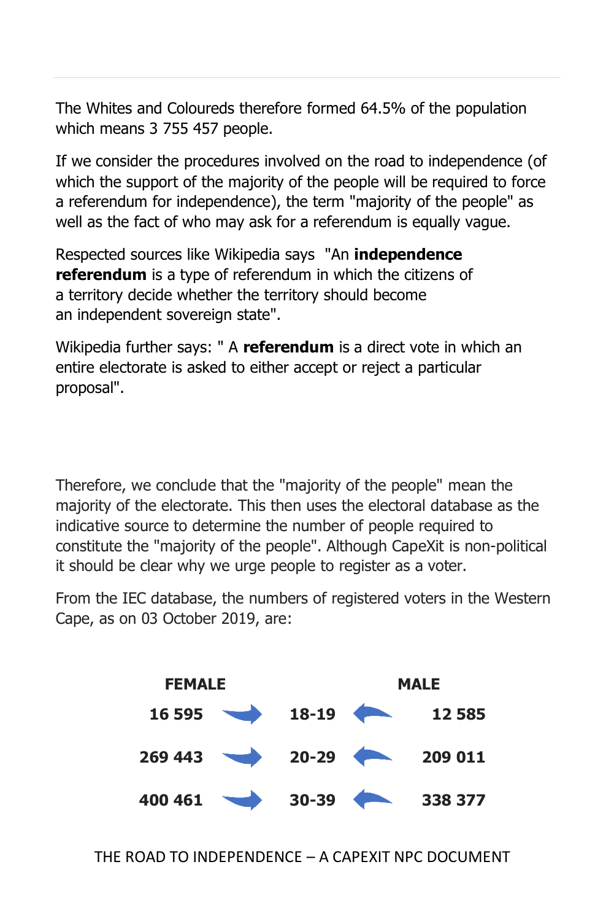The Whites and Coloureds therefore formed 64.5% of the population which means 3 755 457 people.

If we consider the procedures involved on the road to independence (of which the support of the majority of the people will be required to force a referendum for independence), the term "majority of the people" as well as the fact of who may ask for a referendum is equally vague.

Respected sources like Wikipedia says "An **independence referendum** is a type of referendum in which the citizens of a territory decide whether the territory should become an independent sovereign state".

Wikipedia further says: " A **referendum** is a direct vote in which an entire electorate is asked to either accept or reject a particular proposal".

Therefore, we conclude that the "majority of the people" mean the majority of the electorate. This then uses the electoral database as the indicative source to determine the number of people required to constitute the "majority of the people". Although CapeXit is non-political it should be clear why we urge people to register as a voter.

From the IEC database, the numbers of registered voters in the Western Cape, as on 03 October 2019, are:

| FEMALE | | MALE |
|---|---|---|
| 16 595 | 18-19 | 12 585 |
| 269 443 | 20-29 | 209 011 |
| 400 461 | 30-39 | 338 377 |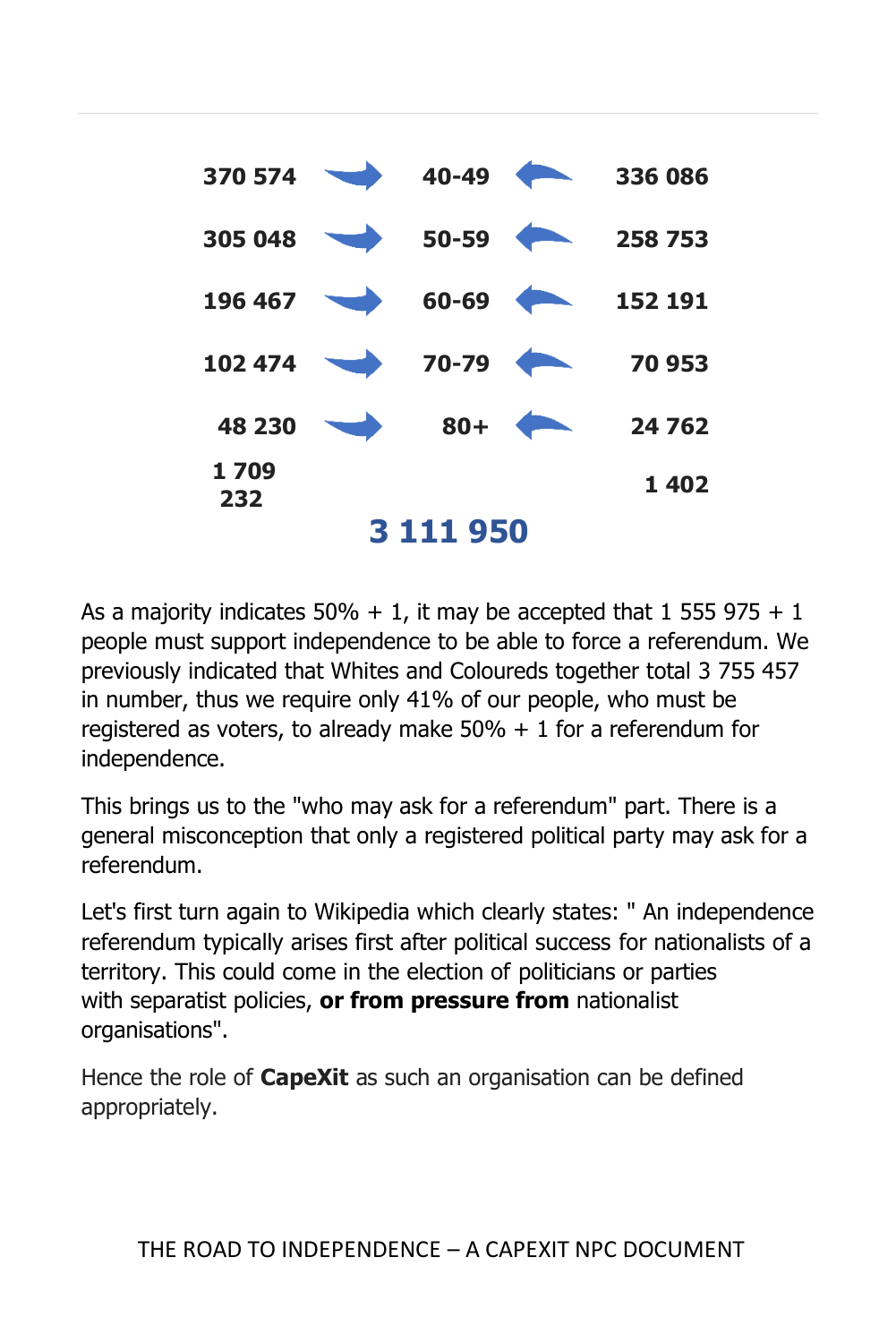| | | | | |
|---|---|---|---|---|
| **370 574** | → | **40-49** | ← | **336 086** |
| **305 048** | → | **50-59** | ← | **258 753** |
| **196 467** | → | **60-69** | ← | **152 191** |
| **102 474** | → | **70-79** | ← | **70 953** |
| **48 230** | → | **80+** | ← | **24 762** |
| **1 709 232** | | | | **1 402** |

**3 111 950**

As a majority indicates 50% + 1, it may be accepted that 1 555 975 + 1 people must support independence to be able to force a referendum. We previously indicated that Whites and Coloureds together total 3 755 457 in number, thus we require only 41% of our people, who must be registered as voters, to already make 50% + 1 for a referendum for independence.

This brings us to the "who may ask for a referendum" part. There is a general misconception that only a registered political party may ask for a referendum.

Let's first turn again to Wikipedia which clearly states: " An independence referendum typically arises first after political success for nationalists of a territory. This could come in the election of politicians or parties with separatist policies, **or from pressure from** nationalist organisations".

Hence the role of **CapeXit** as such an organisation can be defined appropriately.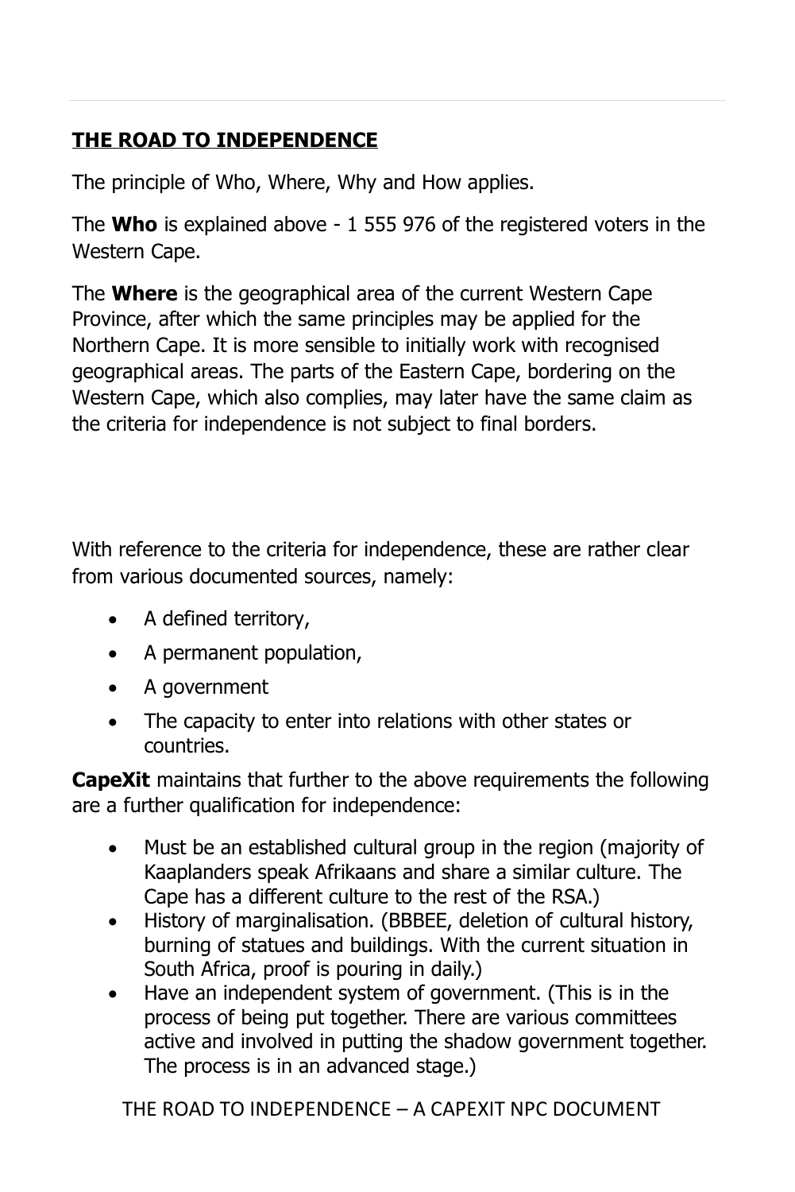**THE ROAD TO INDEPENDENCE**

The principle of Who, Where, Why and How applies.

The **Who** is explained above - 1 555 976 of the registered voters in the Western Cape.

The **Where** is the geographical area of the current Western Cape Province, after which the same principles may be applied for the Northern Cape. It is more sensible to initially work with recognised geographical areas. The parts of the Eastern Cape, bordering on the Western Cape, which also complies, may later have the same claim as the criteria for independence is not subject to final borders.

With reference to the criteria for independence, these are rather clear from various documented sources, namely:

- A defined territory,
- A permanent population,
- A government
- The capacity to enter into relations with other states or countries.

**CapeXit** maintains that further to the above requirements the following are a further qualification for independence:

- Must be an established cultural group in the region (majority of Kaaplanders speak Afrikaans and share a similar culture. The Cape has a different culture to the rest of the RSA.)
- History of marginalisation. (BBBEE, deletion of cultural history, burning of statues and buildings. With the current situation in South Africa, proof is pouring in daily.)
- Have an independent system of government. (This is in the process of being put together. There are various committees active and involved in putting the shadow government together. The process is in an advanced stage.)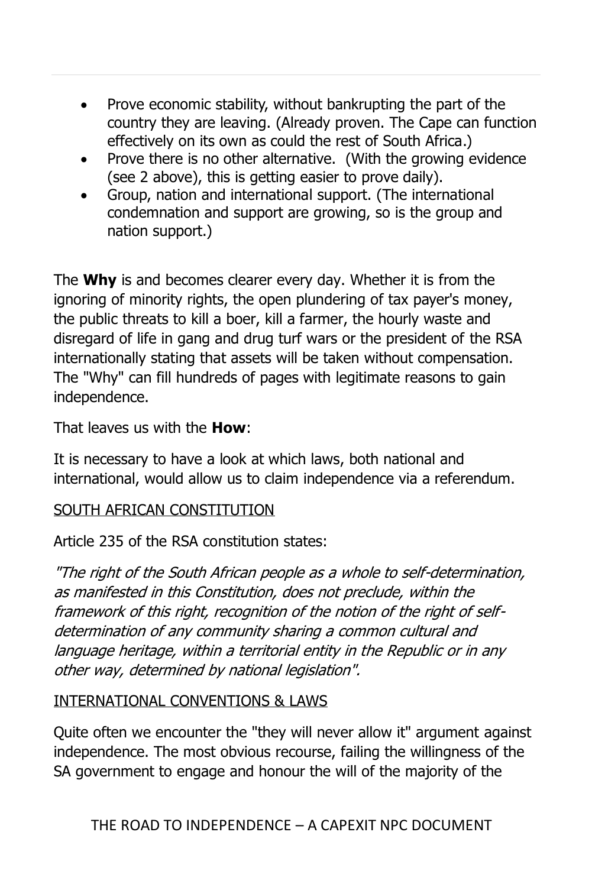- Prove economic stability, without bankrupting the part of the country they are leaving. (Already proven. The Cape can function effectively on its own as could the rest of South Africa.)
- Prove there is no other alternative. (With the growing evidence (see 2 above), this is getting easier to prove daily).
- Group, nation and international support. (The international condemnation and support are growing, so is the group and nation support.)

The **Why** is and becomes clearer every day. Whether it is from the ignoring of minority rights, the open plundering of tax payer's money, the public threats to kill a boer, kill a farmer, the hourly waste and disregard of life in gang and drug turf wars or the president of the RSA internationally stating that assets will be taken without compensation. The "Why" can fill hundreds of pages with legitimate reasons to gain independence.

That leaves us with the **How**:

It is necessary to have a look at which laws, both national and international, would allow us to claim independence via a referendum.

<u>SOUTH AFRICAN CONSTITUTION</u>

Article 235 of the RSA constitution states:

*"The right of the South African people as a whole to self-determination, as manifested in this Constitution, does not preclude, within the framework of this right, recognition of the notion of the right of self-determination of any community sharing a common cultural and language heritage, within a territorial entity in the Republic or in any other way, determined by national legislation".*

<u>INTERNATIONAL CONVENTIONS & LAWS</u>

Quite often we encounter the "they will never allow it" argument against independence. The most obvious recourse, failing the willingness of the SA government to engage and honour the will of the majority of the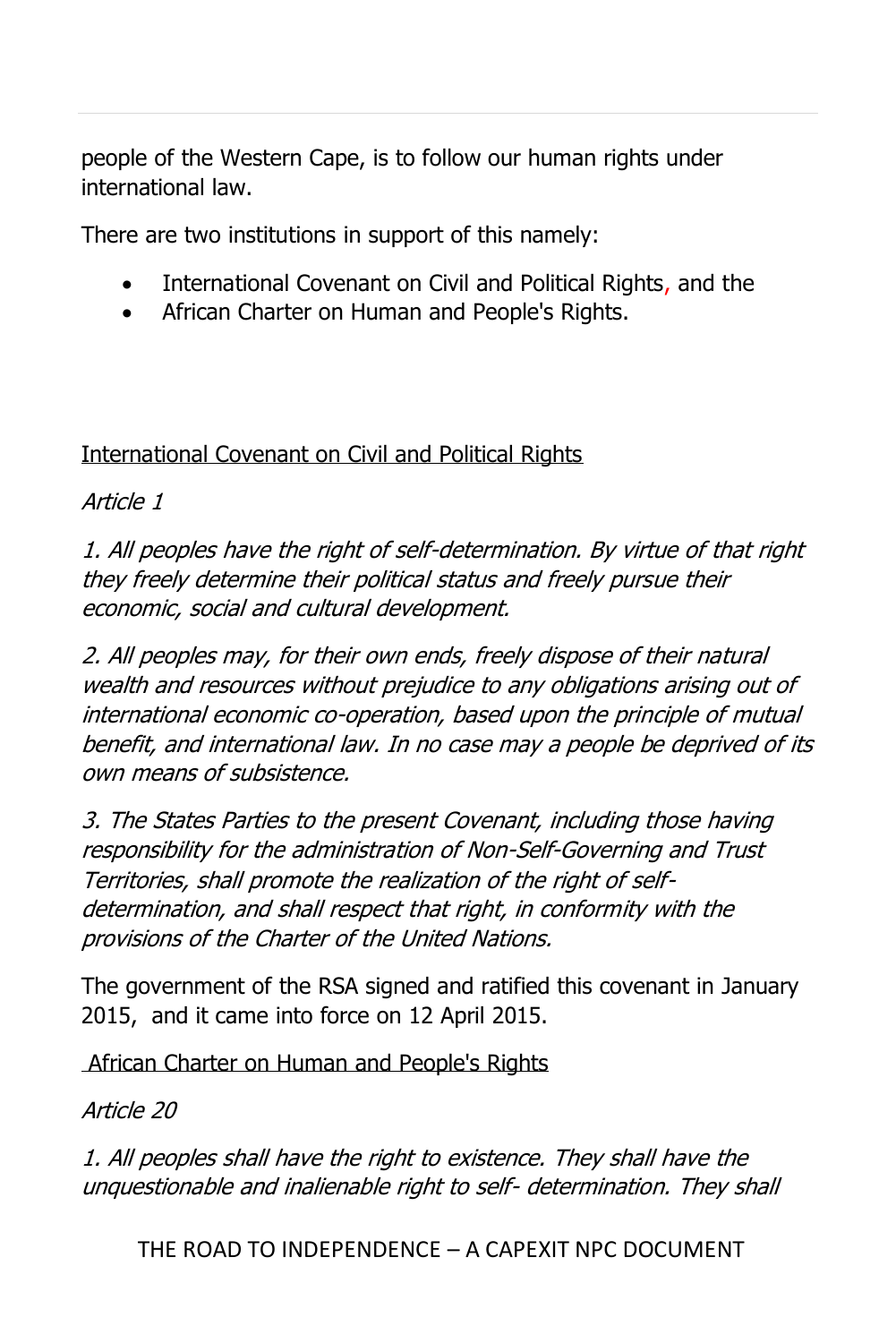people of the Western Cape, is to follow our human rights under international law.

There are two institutions in support of this namely:

- International Covenant on Civil and Political Rights, and the
- African Charter on Human and People's Rights.

<u>International Covenant on Civil and Political Rights</u>

*Article 1*

*1. All peoples have the right of self-determination. By virtue of that right they freely determine their political status and freely pursue their economic, social and cultural development.*

*2. All peoples may, for their own ends, freely dispose of their natural wealth and resources without prejudice to any obligations arising out of international economic co-operation, based upon the principle of mutual benefit, and international law. In no case may a people be deprived of its own means of subsistence.*

*3. The States Parties to the present Covenant, including those having responsibility for the administration of Non-Self-Governing and Trust Territories, shall promote the realization of the right of self-determination, and shall respect that right, in conformity with the provisions of the Charter of the United Nations.*

The government of the RSA signed and ratified this covenant in January 2015, and it came into force on 12 April 2015.

<u>African Charter on Human and People's Rights</u>

*Article 20*

*1. All peoples shall have the right to existence. They shall have the unquestionable and inalienable right to self- determination. They shall*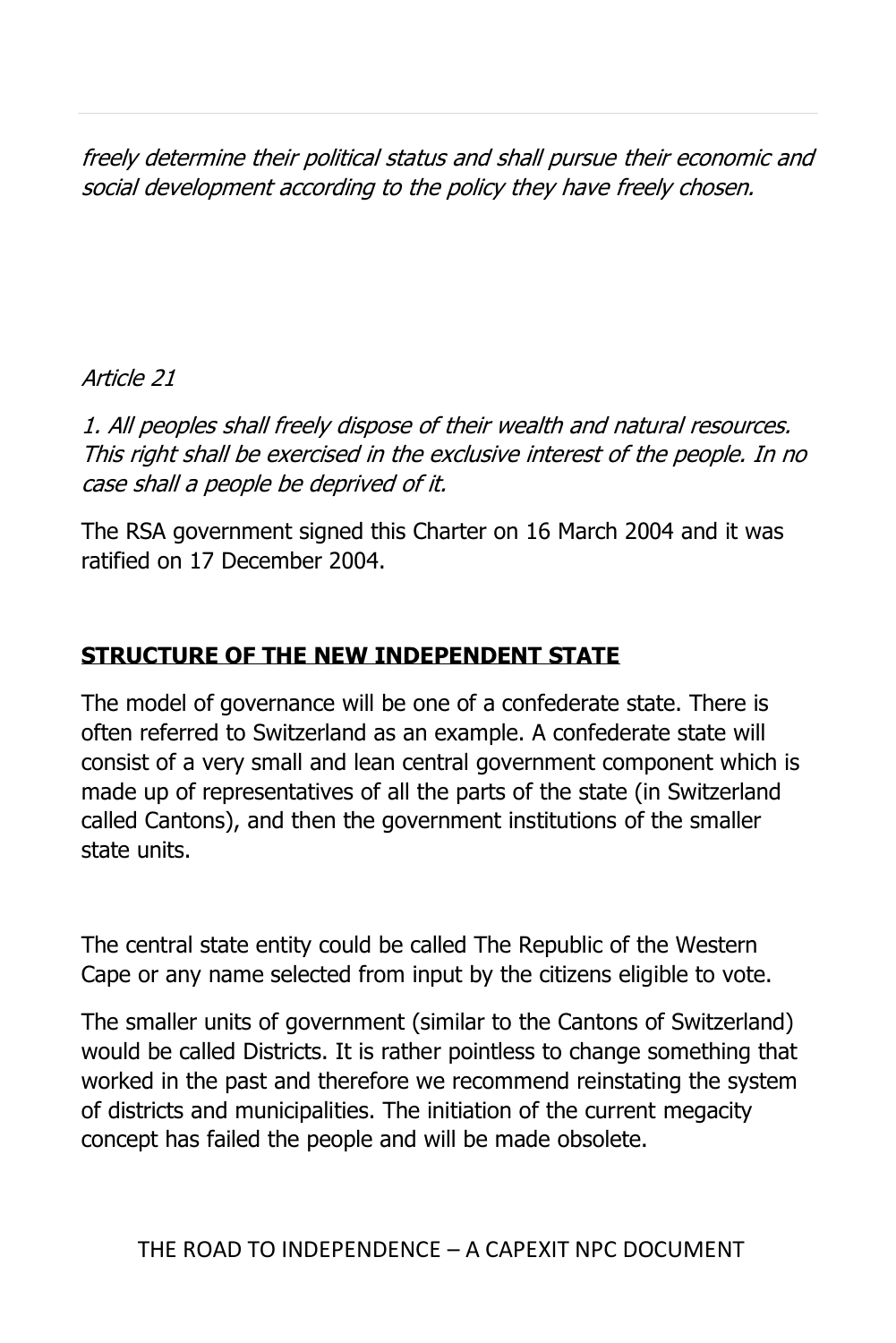*freely determine their political status and shall pursue their economic and social development according to the policy they have freely chosen.*

*Article 21*

*1. All peoples shall freely dispose of their wealth and natural resources. This right shall be exercised in the exclusive interest of the people. In no case shall a people be deprived of it.*

The RSA government signed this Charter on 16 March 2004 and it was ratified on 17 December 2004.

## **STRUCTURE OF THE NEW INDEPENDENT STATE**

The model of governance will be one of a confederate state. There is often referred to Switzerland as an example. A confederate state will consist of a very small and lean central government component which is made up of representatives of all the parts of the state (in Switzerland called Cantons), and then the government institutions of the smaller state units.

The central state entity could be called The Republic of the Western Cape or any name selected from input by the citizens eligible to vote.

The smaller units of government (similar to the Cantons of Switzerland) would be called Districts. It is rather pointless to change something that worked in the past and therefore we recommend reinstating the system of districts and municipalities. The initiation of the current megacity concept has failed the people and will be made obsolete.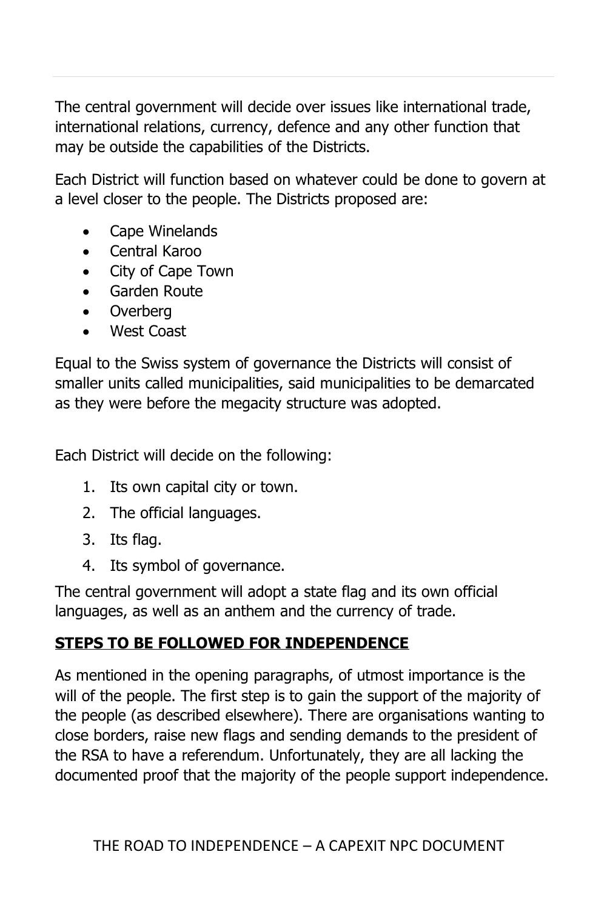The central government will decide over issues like international trade, international relations, currency, defence and any other function that may be outside the capabilities of the Districts.

Each District will function based on whatever could be done to govern at a level closer to the people. The Districts proposed are:

- Cape Winelands
- Central Karoo
- City of Cape Town
- Garden Route
- Overberg
- West Coast

Equal to the Swiss system of governance the Districts will consist of smaller units called municipalities, said municipalities to be demarcated as they were before the megacity structure was adopted.

Each District will decide on the following:

1. Its own capital city or town.
2. The official languages.
3. Its flag.
4. Its symbol of governance.

The central government will adopt a state flag and its own official languages, as well as an anthem and the currency of trade.

## STEPS TO BE FOLLOWED FOR INDEPENDENCE

As mentioned in the opening paragraphs, of utmost importance is the will of the people. The first step is to gain the support of the majority of the people (as described elsewhere). There are organisations wanting to close borders, raise new flags and sending demands to the president of the RSA to have a referendum. Unfortunately, they are all lacking the documented proof that the majority of the people support independence.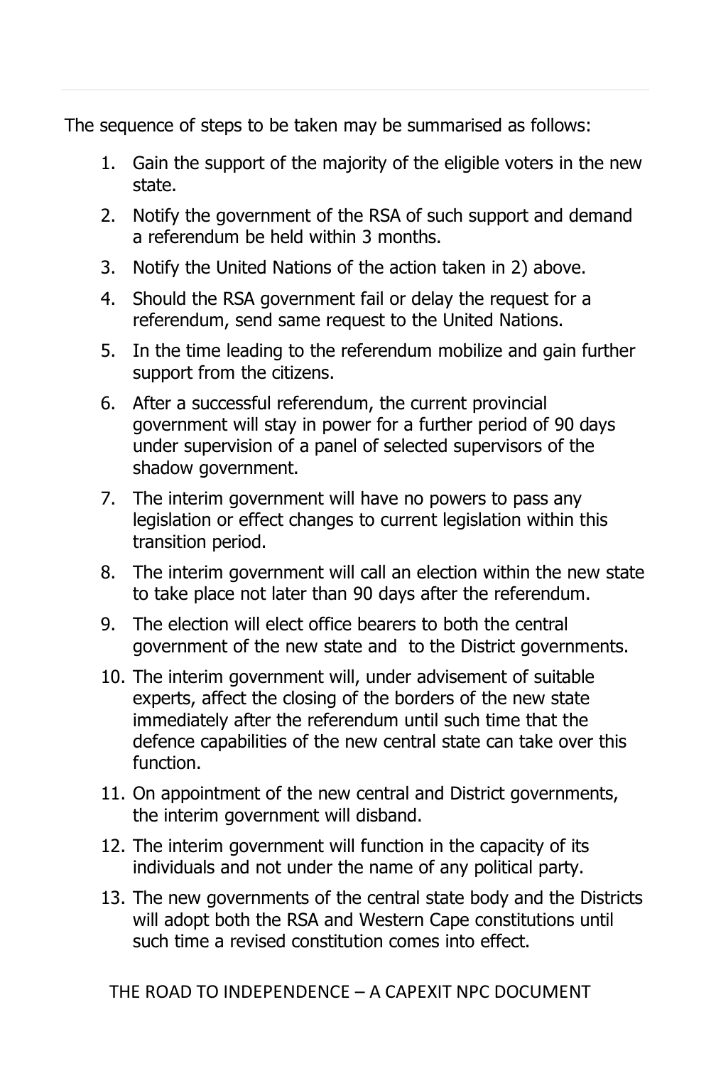The sequence of steps to be taken may be summarised as follows:

1. Gain the support of the majority of the eligible voters in the new state.
2. Notify the government of the RSA of such support and demand a referendum be held within 3 months.
3. Notify the United Nations of the action taken in 2) above.
4. Should the RSA government fail or delay the request for a referendum, send same request to the United Nations.
5. In the time leading to the referendum mobilize and gain further support from the citizens.
6. After a successful referendum, the current provincial government will stay in power for a further period of 90 days under supervision of a panel of selected supervisors of the shadow government.
7. The interim government will have no powers to pass any legislation or effect changes to current legislation within this transition period.
8. The interim government will call an election within the new state to take place not later than 90 days after the referendum.
9. The election will elect office bearers to both the central government of the new state and to the District governments.
10. The interim government will, under advisement of suitable experts, affect the closing of the borders of the new state immediately after the referendum until such time that the defence capabilities of the new central state can take over this function.
11. On appointment of the new central and District governments, the interim government will disband.
12. The interim government will function in the capacity of its individuals and not under the name of any political party.
13. The new governments of the central state body and the Districts will adopt both the RSA and Western Cape constitutions until such time a revised constitution comes into effect.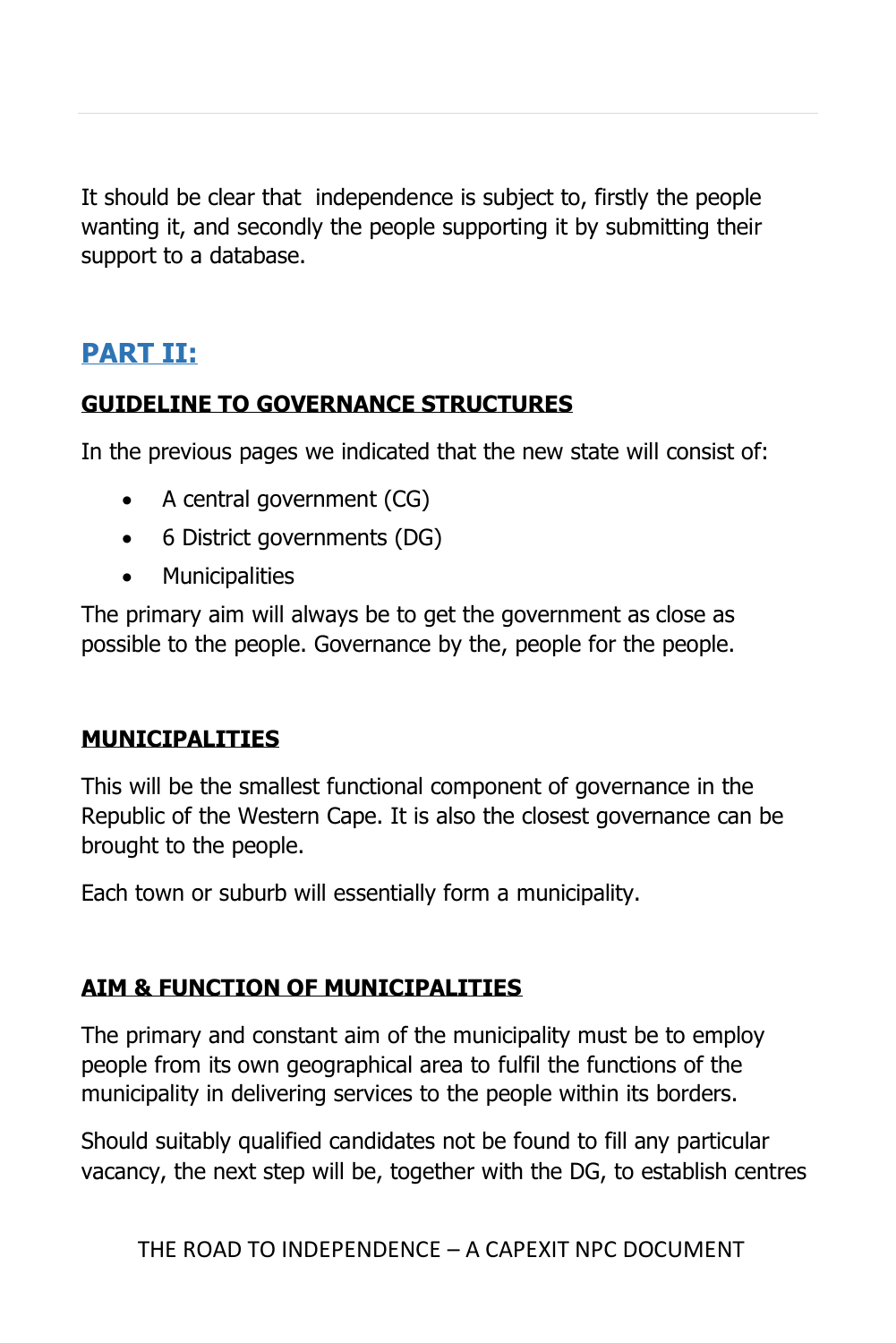It should be clear that independence is subject to, firstly the people wanting it, and secondly the people supporting it by submitting their support to a database.

## PART II:

### GUIDELINE TO GOVERNANCE STRUCTURES

In the previous pages we indicated that the new state will consist of:

- A central government (CG)
- 6 District governments (DG)
- Municipalities

The primary aim will always be to get the government as close as possible to the people. Governance by the, people for the people.

### MUNICIPALITIES

This will be the smallest functional component of governance in the Republic of the Western Cape. It is also the closest governance can be brought to the people.

Each town or suburb will essentially form a municipality.

### AIM & FUNCTION OF MUNICIPALITIES

The primary and constant aim of the municipality must be to employ people from its own geographical area to fulfil the functions of the municipality in delivering services to the people within its borders.

Should suitably qualified candidates not be found to fill any particular vacancy, the next step will be, together with the DG, to establish centres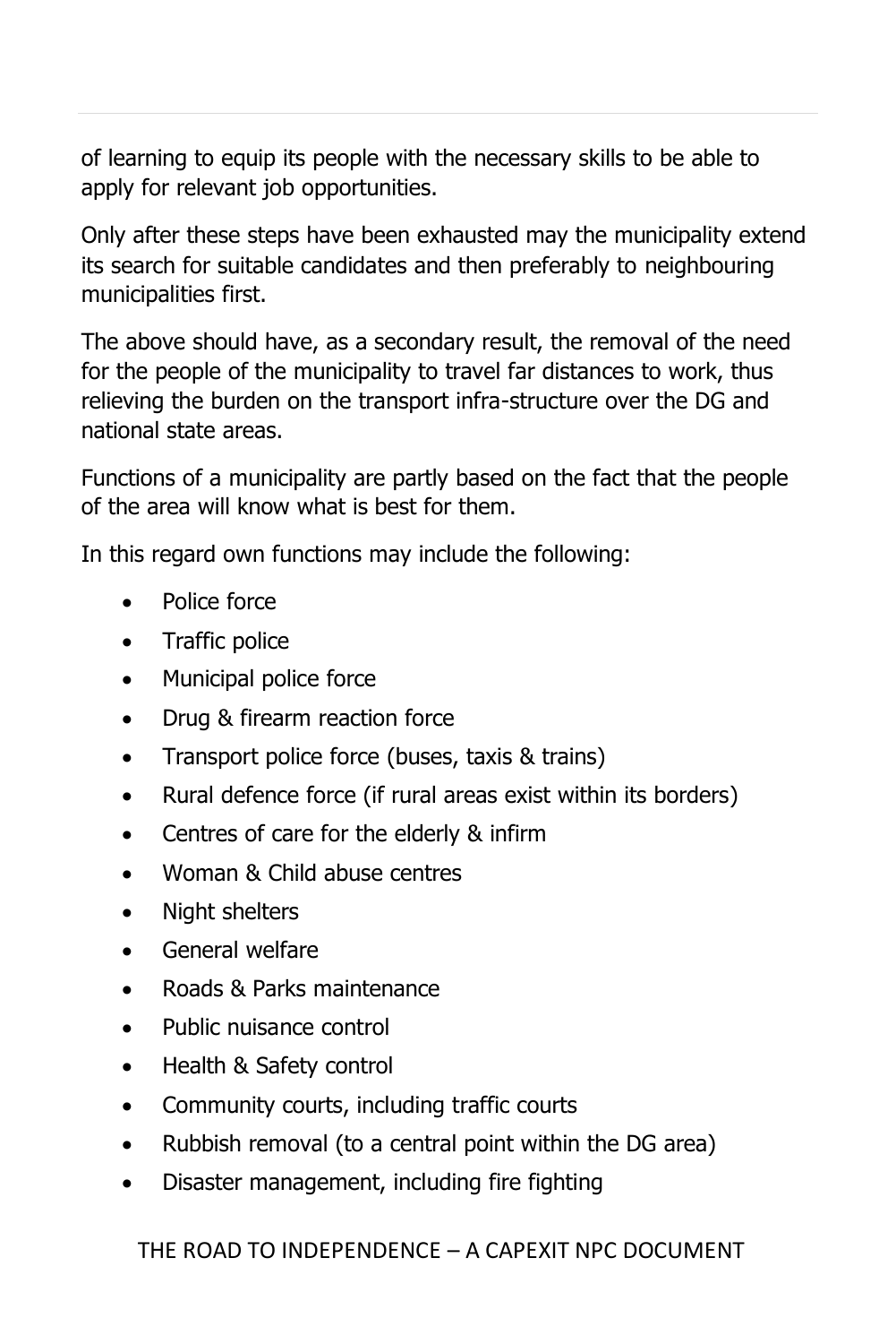of learning to equip its people with the necessary skills to be able to apply for relevant job opportunities.

Only after these steps have been exhausted may the municipality extend its search for suitable candidates and then preferably to neighbouring municipalities first.

The above should have, as a secondary result, the removal of the need for the people of the municipality to travel far distances to work, thus relieving the burden on the transport infra-structure over the DG and national state areas.

Functions of a municipality are partly based on the fact that the people of the area will know what is best for them.

In this regard own functions may include the following:

- Police force
- Traffic police
- Municipal police force
- Drug & firearm reaction force
- Transport police force (buses, taxis & trains)
- Rural defence force (if rural areas exist within its borders)
- Centres of care for the elderly & infirm
- Woman & Child abuse centres
- Night shelters
- General welfare
- Roads & Parks maintenance
- Public nuisance control
- Health & Safety control
- Community courts, including traffic courts
- Rubbish removal (to a central point within the DG area)
- Disaster management, including fire fighting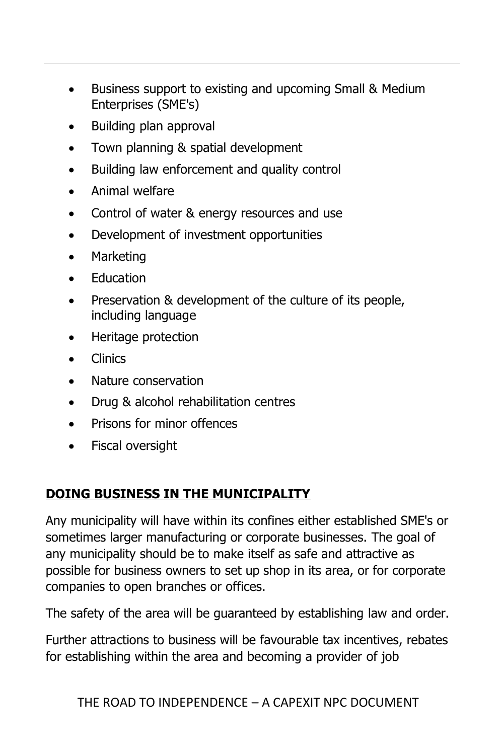- Business support to existing and upcoming Small & Medium Enterprises (SME's)
- Building plan approval
- Town planning & spatial development
- Building law enforcement and quality control
- Animal welfare
- Control of water & energy resources and use
- Development of investment opportunities
- Marketing
- Education
- Preservation & development of the culture of its people, including language
- Heritage protection
- Clinics
- Nature conservation
- Drug & alcohol rehabilitation centres
- Prisons for minor offences
- Fiscal oversight

## DOING BUSINESS IN THE MUNICIPALITY

Any municipality will have within its confines either established SME's or sometimes larger manufacturing or corporate businesses. The goal of any municipality should be to make itself as safe and attractive as possible for business owners to set up shop in its area, or for corporate companies to open branches or offices.

The safety of the area will be guaranteed by establishing law and order.

Further attractions to business will be favourable tax incentives, rebates for establishing within the area and becoming a provider of job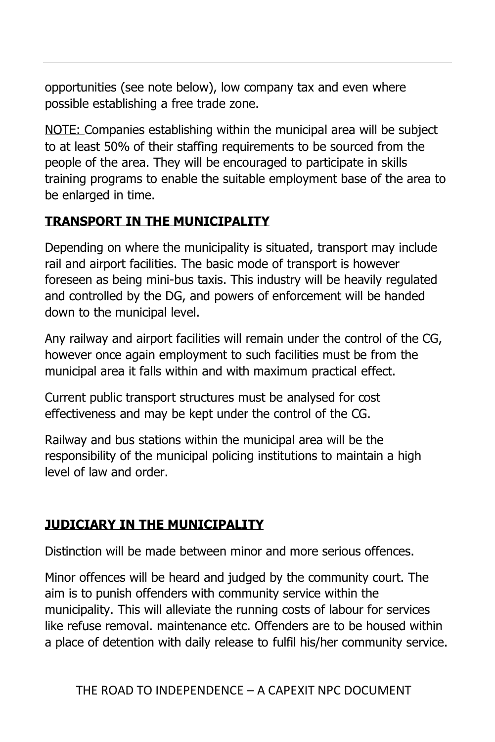opportunities (see note below), low company tax and even where possible establishing a free trade zone.

<u>NOTE:</u> Companies establishing within the municipal area will be subject to at least 50% of their staffing requirements to be sourced from the people of the area. They will be encouraged to participate in skills training programs to enable the suitable employment base of the area to be enlarged in time.

## TRANSPORT IN THE MUNICIPALITY

Depending on where the municipality is situated, transport may include rail and airport facilities. The basic mode of transport is however foreseen as being mini-bus taxis. This industry will be heavily regulated and controlled by the DG, and powers of enforcement will be handed down to the municipal level.

Any railway and airport facilities will remain under the control of the CG, however once again employment to such facilities must be from the municipal area it falls within and with maximum practical effect.

Current public transport structures must be analysed for cost effectiveness and may be kept under the control of the CG.

Railway and bus stations within the municipal area will be the responsibility of the municipal policing institutions to maintain a high level of law and order.

## JUDICIARY IN THE MUNICIPALITY

Distinction will be made between minor and more serious offences.

Minor offences will be heard and judged by the community court. The aim is to punish offenders with community service within the municipality. This will alleviate the running costs of labour for services like refuse removal. maintenance etc. Offenders are to be housed within a place of detention with daily release to fulfil his/her community service.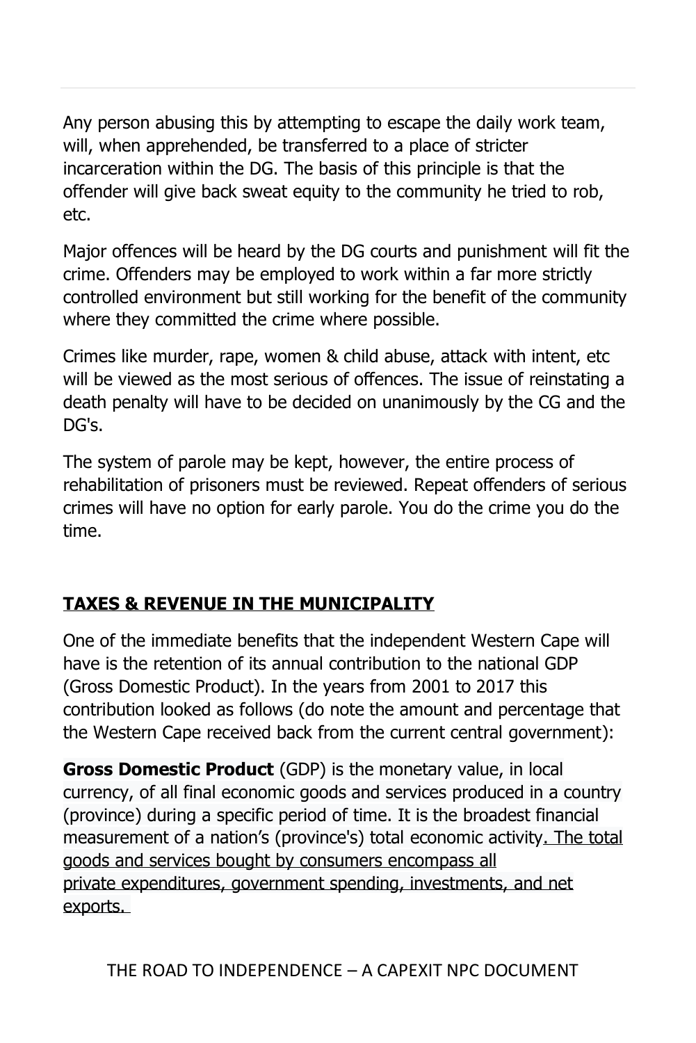Any person abusing this by attempting to escape the daily work team, will, when apprehended, be transferred to a place of stricter incarceration within the DG. The basis of this principle is that the offender will give back sweat equity to the community he tried to rob, etc.

Major offences will be heard by the DG courts and punishment will fit the crime. Offenders may be employed to work within a far more strictly controlled environment but still working for the benefit of the community where they committed the crime where possible.

Crimes like murder, rape, women & child abuse, attack with intent, etc will be viewed as the most serious of offences. The issue of reinstating a death penalty will have to be decided on unanimously by the CG and the DG's.

The system of parole may be kept, however, the entire process of rehabilitation of prisoners must be reviewed. Repeat offenders of serious crimes will have no option for early parole. You do the crime you do the time.

## TAXES & REVENUE IN THE MUNICIPALITY

One of the immediate benefits that the independent Western Cape will have is the retention of its annual contribution to the national GDP (Gross Domestic Product). In the years from 2001 to 2017 this contribution looked as follows (do note the amount and percentage that the Western Cape received back from the current central government):

**Gross Domestic Product** (GDP) is the monetary value, in local currency, of all final economic goods and services produced in a country (province) during a specific period of time. It is the broadest financial measurement of a nation's (province's) total economic activity. The total goods and services bought by consumers encompass all private expenditures, government spending, investments, and net exports.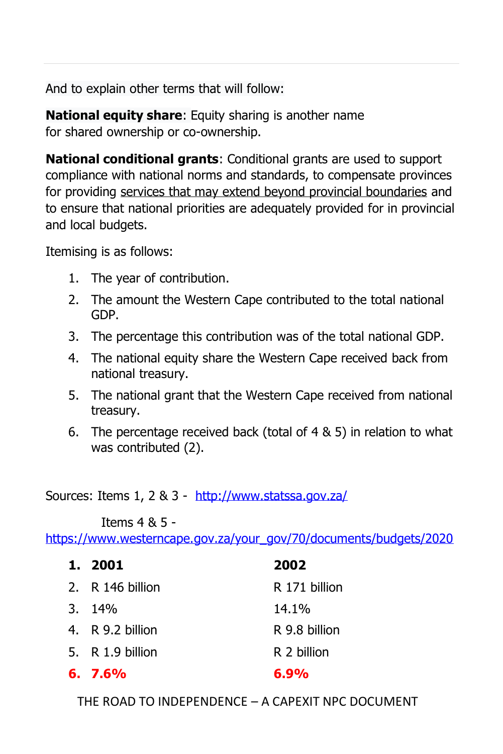And to explain other terms that will follow:

**National equity share**: Equity sharing is another name for shared ownership or co-ownership.

**National conditional grants**: Conditional grants are used to support compliance with national norms and standards, to compensate provinces for providing services that may extend beyond provincial boundaries and to ensure that national priorities are adequately provided for in provincial and local budgets.

Itemising is as follows:

1. The year of contribution.
2. The amount the Western Cape contributed to the total national GDP.
3. The percentage this contribution was of the total national GDP.
4. The national equity share the Western Cape received back from national treasury.
5. The national grant that the Western Cape received from national treasury.
6. The percentage received back (total of 4 & 5) in relation to what was contributed (2).

Sources: Items 1, 2 & 3 - http://www.statssa.gov.za/

Items 4 & 5 - https://www.westerncape.gov.za/your_gov/70/documents/budgets/2020

| | | |
|---|---|---|
| **1.** | **2001** | **2002** |
| 2. | R 146 billion | R 171 billion |
| 3. | 14% | 14.1% |
| 4. | R 9.2 billion | R 9.8 billion |
| 5. | R 1.9 billion | R 2 billion |
| **6.** | **7.6%** | **6.9%** |

THE ROAD TO INDEPENDENCE – A CAPEXIT NPC DOCUMENT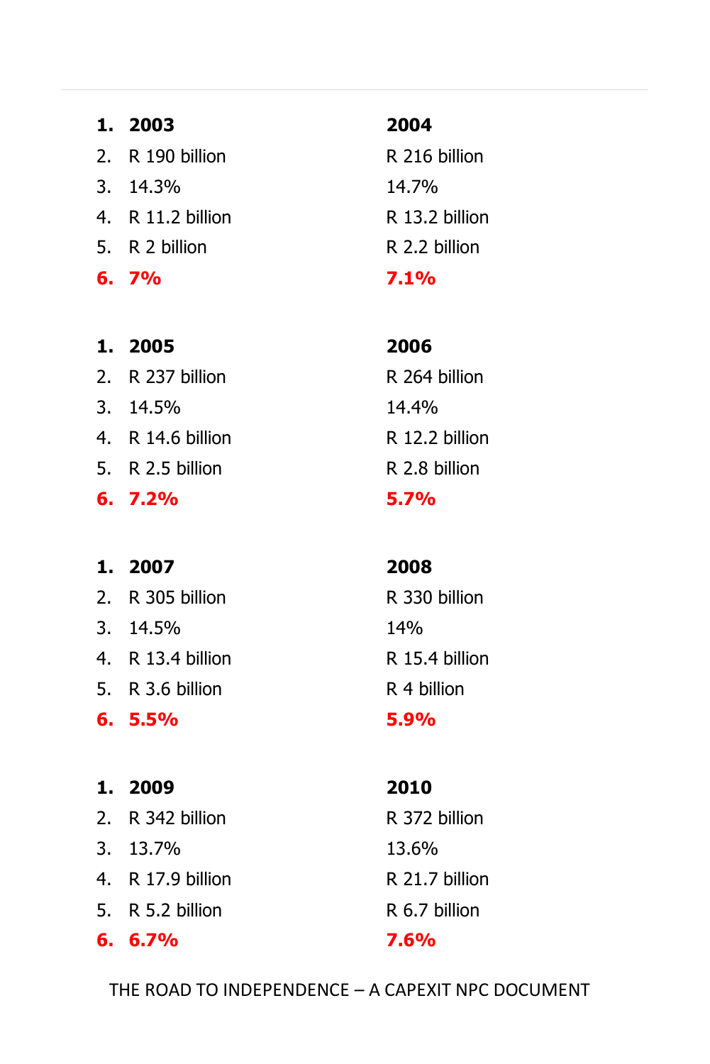| 1. **2003** | **2004** |
|---|---|
| 2. R 190 billion | R 216 billion |
| 3. 14.3% | 14.7% |
| 4. R 11.2 billion | R 13.2 billion |
| 5. R 2 billion | R 2.2 billion |
| 6. **7%** | **7.1%** |

| 1. **2005** | **2006** |
|---|---|
| 2. R 237 billion | R 264 billion |
| 3. 14.5% | 14.4% |
| 4. R 14.6 billion | R 12.2 billion |
| 5. R 2.5 billion | R 2.8 billion |
| 6. **7.2%** | **5.7%** |

| 1. **2007** | **2008** |
|---|---|
| 2. R 305 billion | R 330 billion |
| 3. 14.5% | 14% |
| 4. R 13.4 billion | R 15.4 billion |
| 5. R 3.6 billion | R 4 billion |
| 6. **5.5%** | **5.9%** |

| 1. **2009** | **2010** |
|---|---|
| 2. R 342 billion | R 372 billion |
| 3. 13.7% | 13.6% |
| 4. R 17.9 billion | R 21.7 billion |
| 5. R 5.2 billion | R 6.7 billion |
| 6. **6.7%** | **7.6%** |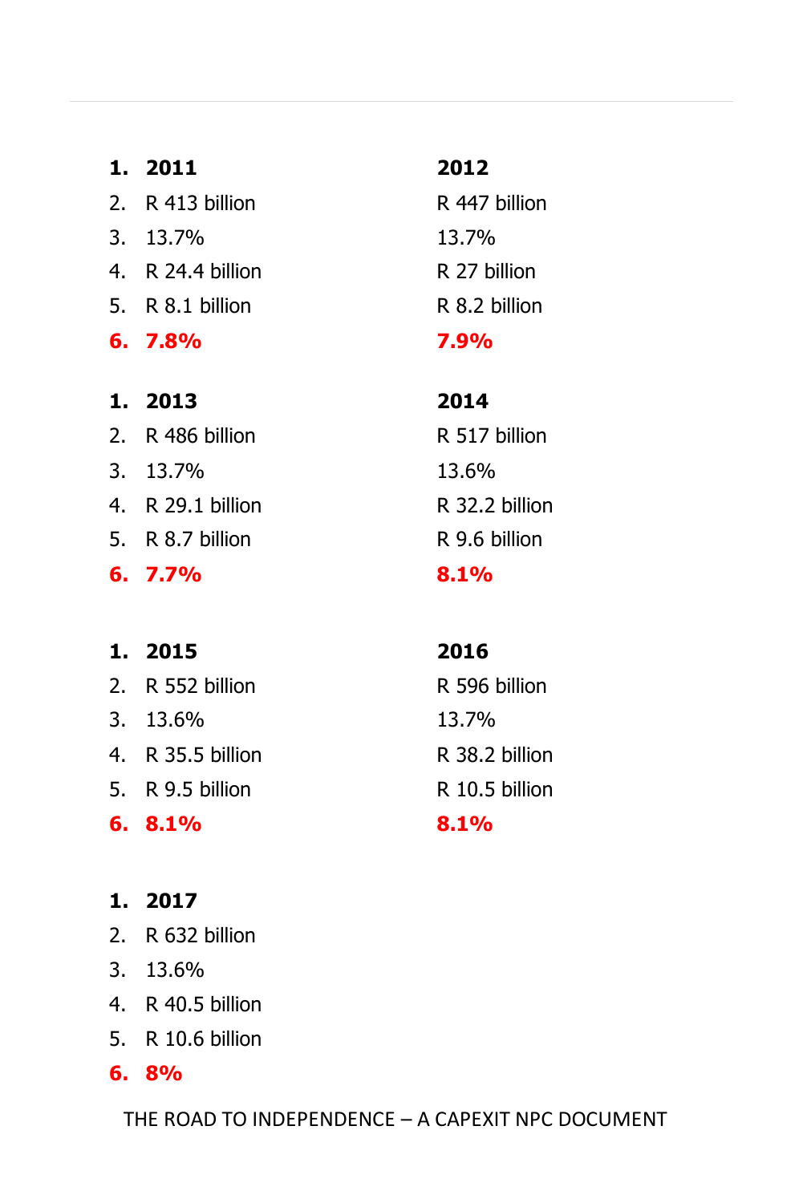1. **2011**
2. R 413 billion
3. 13.7%
4. R 24.4 billion
5. R 8.1 billion
6. **7.8%**

**2012**
R 447 billion
13.7%
R 27 billion
R 8.2 billion
**7.9%**

1. **2013**
2. R 486 billion
3. 13.7%
4. R 29.1 billion
5. R 8.7 billion
6. **7.7%**

**2014**
R 517 billion
13.6%
R 32.2 billion
R 9.6 billion
**8.1%**

1. **2015**
2. R 552 billion
3. 13.6%
4. R 35.5 billion
5. R 9.5 billion
6. **8.1%**

**2016**
R 596 billion
13.7%
R 38.2 billion
R 10.5 billion
**8.1%**

1. **2017**
2. R 632 billion
3. 13.6%
4. R 40.5 billion
5. R 10.6 billion
6. **8%**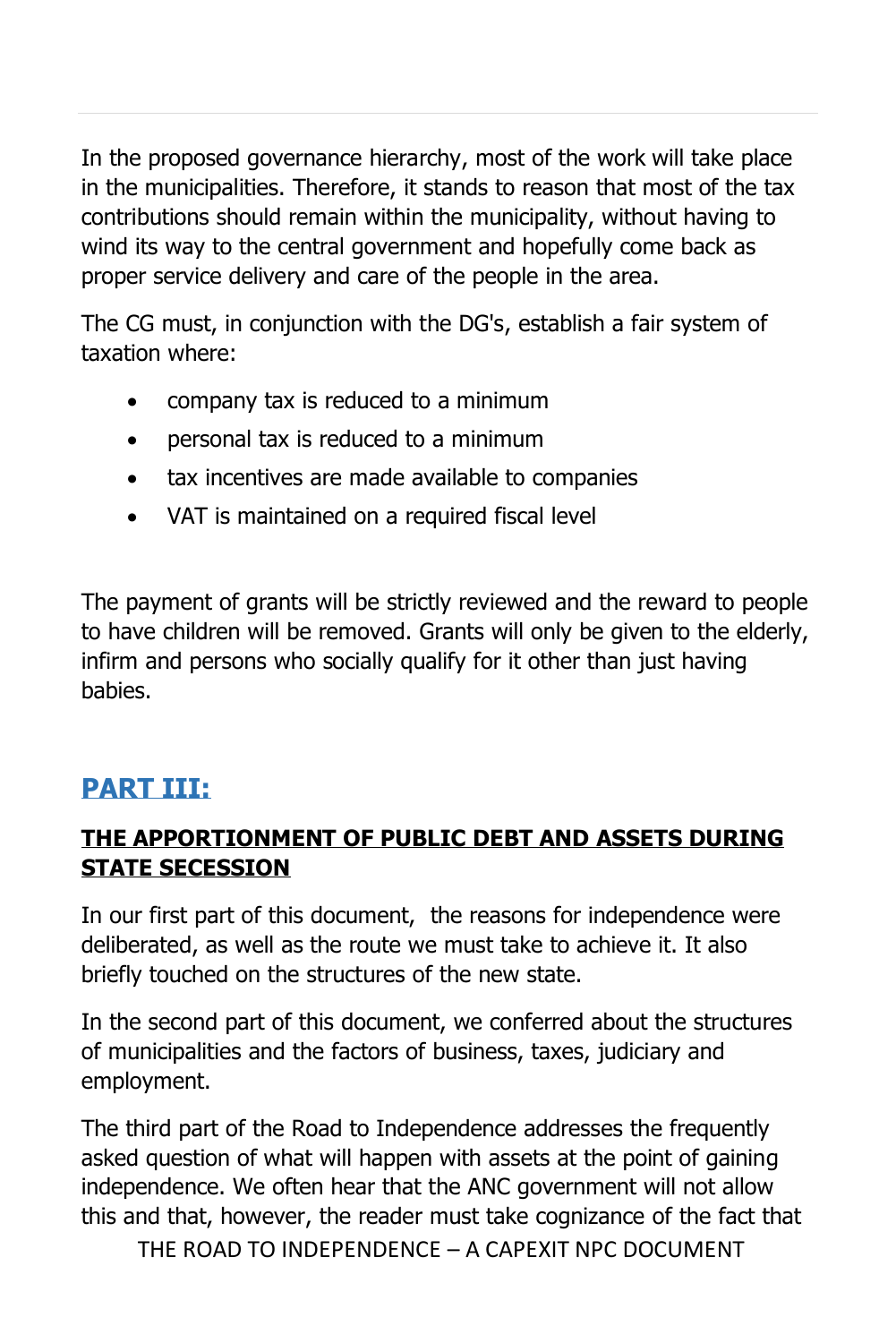In the proposed governance hierarchy, most of the work will take place in the municipalities. Therefore, it stands to reason that most of the tax contributions should remain within the municipality, without having to wind its way to the central government and hopefully come back as proper service delivery and care of the people in the area.

The CG must, in conjunction with the DG's, establish a fair system of taxation where:

- company tax is reduced to a minimum
- personal tax is reduced to a minimum
- tax incentives are made available to companies
- VAT is maintained on a required fiscal level

The payment of grants will be strictly reviewed and the reward to people to have children will be removed. Grants will only be given to the elderly, infirm and persons who socially qualify for it other than just having babies.

## PART III:

### THE APPORTIONMENT OF PUBLIC DEBT AND ASSETS DURING STATE SECESSION

In our first part of this document, the reasons for independence were deliberated, as well as the route we must take to achieve it. It also briefly touched on the structures of the new state.

In the second part of this document, we conferred about the structures of municipalities and the factors of business, taxes, judiciary and employment.

The third part of the Road to Independence addresses the frequently asked question of what will happen with assets at the point of gaining independence. We often hear that the ANC government will not allow this and that, however, the reader must take cognizance of the fact that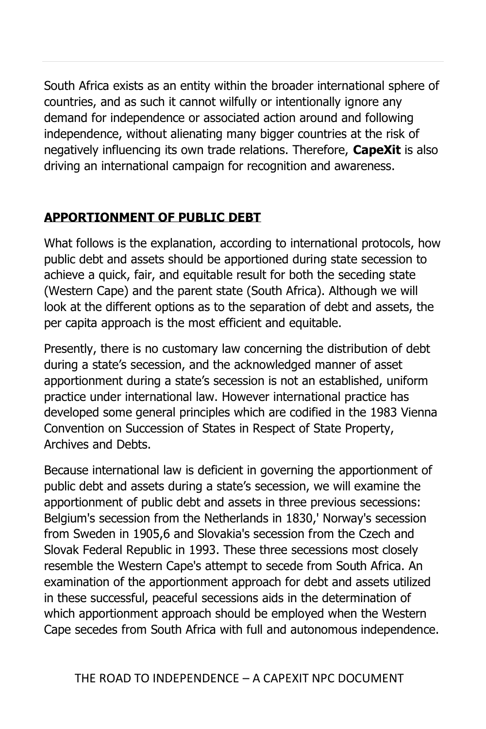South Africa exists as an entity within the broader international sphere of countries, and as such it cannot wilfully or intentionally ignore any demand for independence or associated action around and following independence, without alienating many bigger countries at the risk of negatively influencing its own trade relations. Therefore, **CapeXit** is also driving an international campaign for recognition and awareness.

## APPORTIONMENT OF PUBLIC DEBT

What follows is the explanation, according to international protocols, how public debt and assets should be apportioned during state secession to achieve a quick, fair, and equitable result for both the seceding state (Western Cape) and the parent state (South Africa). Although we will look at the different options as to the separation of debt and assets, the per capita approach is the most efficient and equitable.

Presently, there is no customary law concerning the distribution of debt during a state's secession, and the acknowledged manner of asset apportionment during a state's secession is not an established, uniform practice under international law. However international practice has developed some general principles which are codified in the 1983 Vienna Convention on Succession of States in Respect of State Property, Archives and Debts.

Because international law is deficient in governing the apportionment of public debt and assets during a state's secession, we will examine the apportionment of public debt and assets in three previous secessions: Belgium's secession from the Netherlands in 1830,' Norway's secession from Sweden in 1905,6 and Slovakia's secession from the Czech and Slovak Federal Republic in 1993. These three secessions most closely resemble the Western Cape's attempt to secede from South Africa. An examination of the apportionment approach for debt and assets utilized in these successful, peaceful secessions aids in the determination of which apportionment approach should be employed when the Western Cape secedes from South Africa with full and autonomous independence.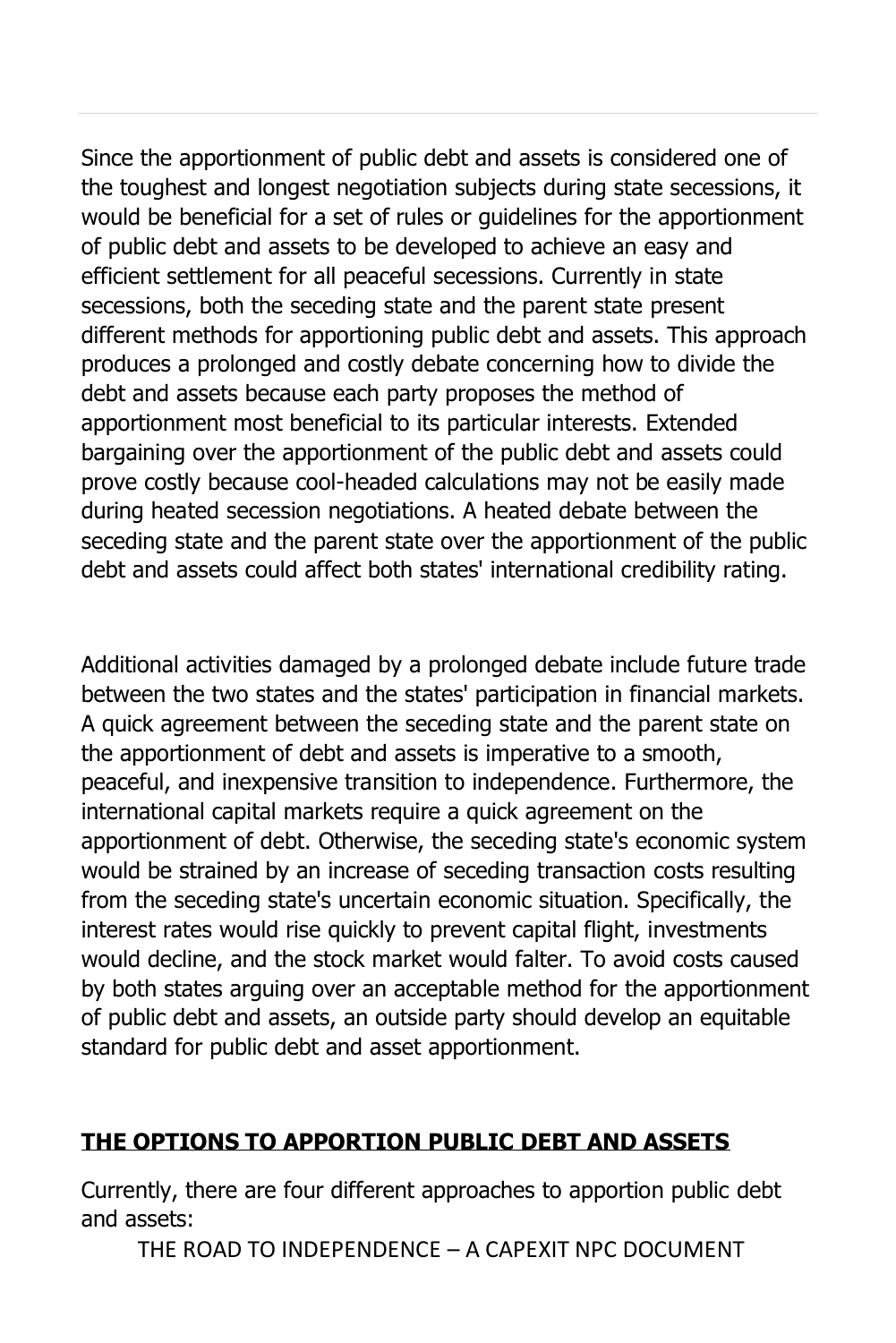Since the apportionment of public debt and assets is considered one of the toughest and longest negotiation subjects during state secessions, it would be beneficial for a set of rules or guidelines for the apportionment of public debt and assets to be developed to achieve an easy and efficient settlement for all peaceful secessions. Currently in state secessions, both the seceding state and the parent state present different methods for apportioning public debt and assets. This approach produces a prolonged and costly debate concerning how to divide the debt and assets because each party proposes the method of apportionment most beneficial to its particular interests. Extended bargaining over the apportionment of the public debt and assets could prove costly because cool-headed calculations may not be easily made during heated secession negotiations. A heated debate between the seceding state and the parent state over the apportionment of the public debt and assets could affect both states' international credibility rating.

Additional activities damaged by a prolonged debate include future trade between the two states and the states' participation in financial markets. A quick agreement between the seceding state and the parent state on the apportionment of debt and assets is imperative to a smooth, peaceful, and inexpensive transition to independence. Furthermore, the international capital markets require a quick agreement on the apportionment of debt. Otherwise, the seceding state's economic system would be strained by an increase of seceding transaction costs resulting from the seceding state's uncertain economic situation. Specifically, the interest rates would rise quickly to prevent capital flight, investments would decline, and the stock market would falter. To avoid costs caused by both states arguing over an acceptable method for the apportionment of public debt and assets, an outside party should develop an equitable standard for public debt and asset apportionment.

## THE OPTIONS TO APPORTION PUBLIC DEBT AND ASSETS

Currently, there are four different approaches to apportion public debt and assets: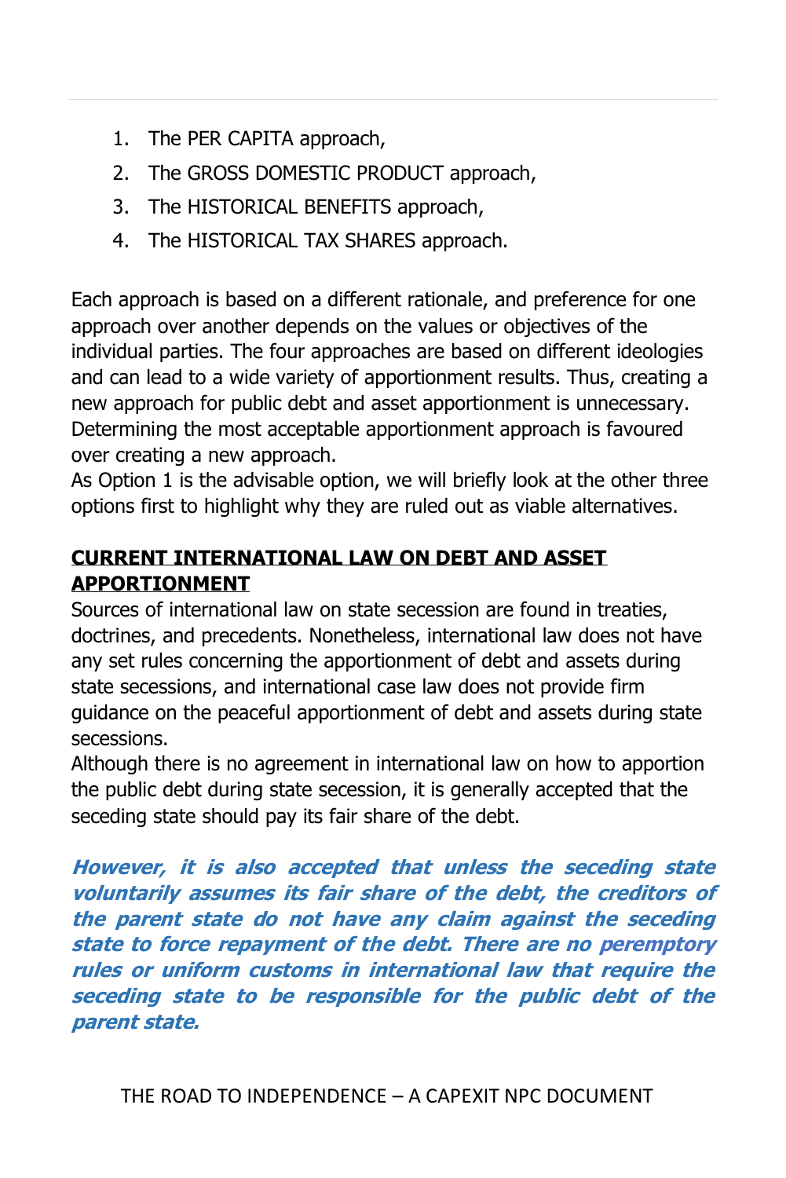1. The PER CAPITA approach,
2. The GROSS DOMESTIC PRODUCT approach,
3. The HISTORICAL BENEFITS approach,
4. The HISTORICAL TAX SHARES approach.

Each approach is based on a different rationale, and preference for one approach over another depends on the values or objectives of the individual parties. The four approaches are based on different ideologies and can lead to a wide variety of apportionment results. Thus, creating a new approach for public debt and asset apportionment is unnecessary. Determining the most acceptable apportionment approach is favoured over creating a new approach.
As Option 1 is the advisable option, we will briefly look at the other three options first to highlight why they are ruled out as viable alternatives.

## CURRENT INTERNATIONAL LAW ON DEBT AND ASSET APPORTIONMENT

Sources of international law on state secession are found in treaties, doctrines, and precedents. Nonetheless, international law does not have any set rules concerning the apportionment of debt and assets during state secessions, and international case law does not provide firm guidance on the peaceful apportionment of debt and assets during state secessions.
Although there is no agreement in international law on how to apportion the public debt during state secession, it is generally accepted that the seceding state should pay its fair share of the debt.

***However, it is also accepted that unless the seceding state voluntarily assumes its fair share of the debt, the creditors of the parent state do not have any claim against the seceding state to force repayment of the debt. There are no peremptory rules or uniform customs in international law that require the seceding state to be responsible for the public debt of the parent state.***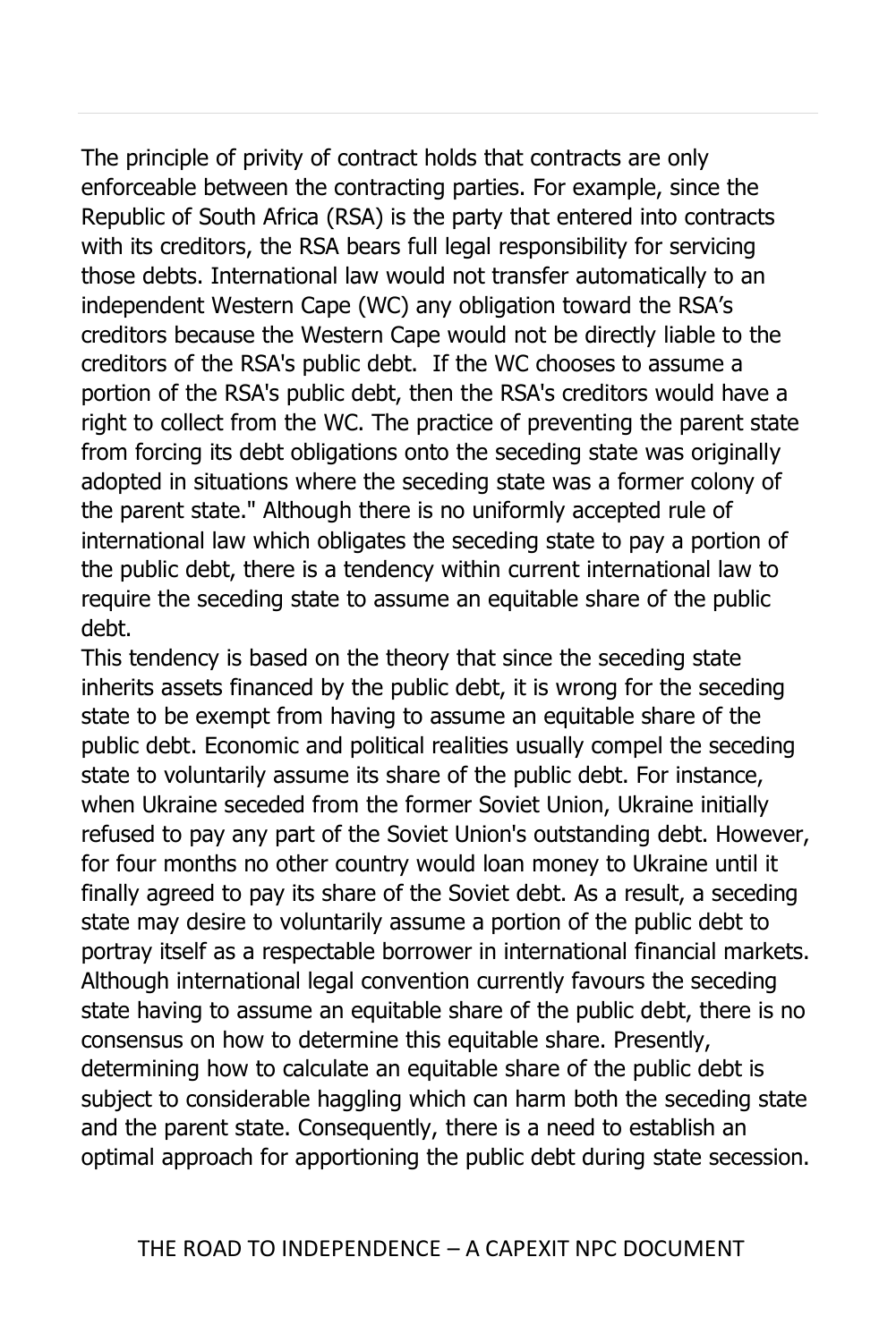The principle of privity of contract holds that contracts are only enforceable between the contracting parties. For example, since the Republic of South Africa (RSA) is the party that entered into contracts with its creditors, the RSA bears full legal responsibility for servicing those debts. International law would not transfer automatically to an independent Western Cape (WC) any obligation toward the RSA's creditors because the Western Cape would not be directly liable to the creditors of the RSA's public debt. If the WC chooses to assume a portion of the RSA's public debt, then the RSA's creditors would have a right to collect from the WC. The practice of preventing the parent state from forcing its debt obligations onto the seceding state was originally adopted in situations where the seceding state was a former colony of the parent state." Although there is no uniformly accepted rule of international law which obligates the seceding state to pay a portion of the public debt, there is a tendency within current international law to require the seceding state to assume an equitable share of the public debt.

This tendency is based on the theory that since the seceding state inherits assets financed by the public debt, it is wrong for the seceding state to be exempt from having to assume an equitable share of the public debt. Economic and political realities usually compel the seceding state to voluntarily assume its share of the public debt. For instance, when Ukraine seceded from the former Soviet Union, Ukraine initially refused to pay any part of the Soviet Union's outstanding debt. However, for four months no other country would loan money to Ukraine until it finally agreed to pay its share of the Soviet debt. As a result, a seceding state may desire to voluntarily assume a portion of the public debt to portray itself as a respectable borrower in international financial markets. Although international legal convention currently favours the seceding state having to assume an equitable share of the public debt, there is no consensus on how to determine this equitable share. Presently, determining how to calculate an equitable share of the public debt is subject to considerable haggling which can harm both the seceding state and the parent state. Consequently, there is a need to establish an optimal approach for apportioning the public debt during state secession.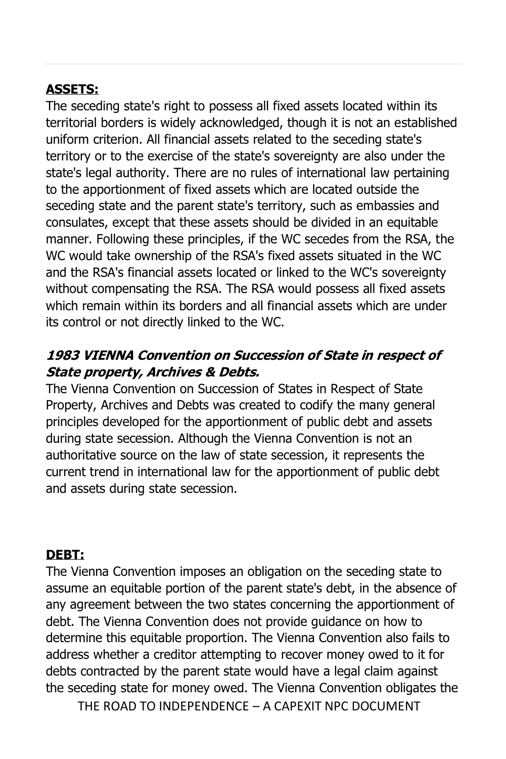**ASSETS:**

The seceding state's right to possess all fixed assets located within its territorial borders is widely acknowledged, though it is not an established uniform criterion. All financial assets related to the seceding state's territory or to the exercise of the state's sovereignty are also under the state's legal authority. There are no rules of international law pertaining to the apportionment of fixed assets which are located outside the seceding state and the parent state's territory, such as embassies and consulates, except that these assets should be divided in an equitable manner. Following these principles, if the WC secedes from the RSA, the WC would take ownership of the RSA's fixed assets situated in the WC and the RSA's financial assets located or linked to the WC's sovereignty without compensating the RSA. The RSA would possess all fixed assets which remain within its borders and all financial assets which are under its control or not directly linked to the WC.

***1983 VIENNA Convention on Succession of State in respect of State property, Archives & Debts.***

The Vienna Convention on Succession of States in Respect of State Property, Archives and Debts was created to codify the many general principles developed for the apportionment of public debt and assets during state secession. Although the Vienna Convention is not an authoritative source on the law of state secession, it represents the current trend in international law for the apportionment of public debt and assets during state secession.

**DEBT:**

The Vienna Convention imposes an obligation on the seceding state to assume an equitable portion of the parent state's debt, in the absence of any agreement between the two states concerning the apportionment of debt. The Vienna Convention does not provide guidance on how to determine this equitable proportion. The Vienna Convention also fails to address whether a creditor attempting to recover money owed to it for debts contracted by the parent state would have a legal claim against the seceding state for money owed. The Vienna Convention obligates the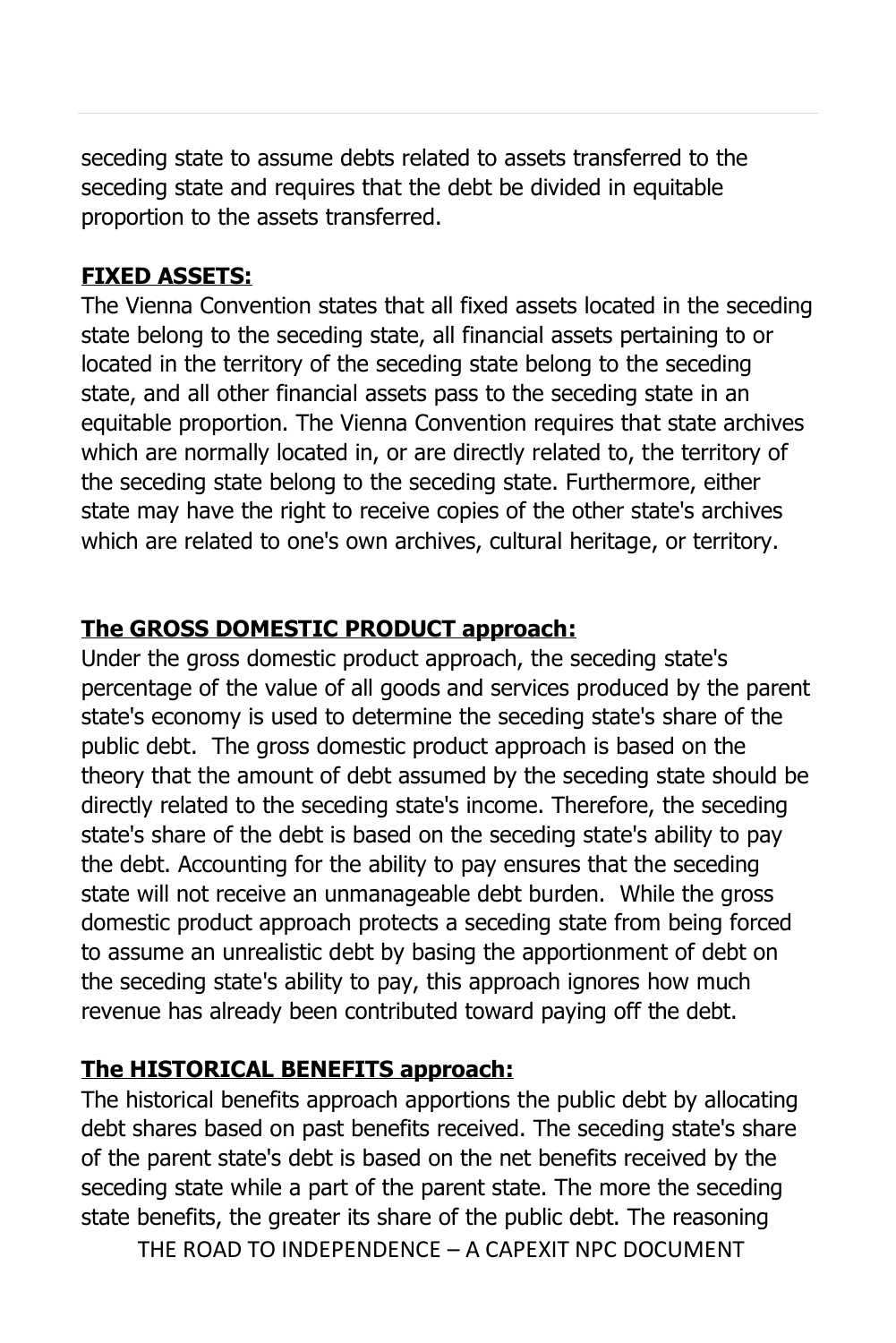seceding state to assume debts related to assets transferred to the seceding state and requires that the debt be divided in equitable proportion to the assets transferred.

**FIXED ASSETS:**

The Vienna Convention states that all fixed assets located in the seceding state belong to the seceding state, all financial assets pertaining to or located in the territory of the seceding state belong to the seceding state, and all other financial assets pass to the seceding state in an equitable proportion. The Vienna Convention requires that state archives which are normally located in, or are directly related to, the territory of the seceding state belong to the seceding state. Furthermore, either state may have the right to receive copies of the other state's archives which are related to one's own archives, cultural heritage, or territory.

**The GROSS DOMESTIC PRODUCT approach:**

Under the gross domestic product approach, the seceding state's percentage of the value of all goods and services produced by the parent state's economy is used to determine the seceding state's share of the public debt. The gross domestic product approach is based on the theory that the amount of debt assumed by the seceding state should be directly related to the seceding state's income. Therefore, the seceding state's share of the debt is based on the seceding state's ability to pay the debt. Accounting for the ability to pay ensures that the seceding state will not receive an unmanageable debt burden. While the gross domestic product approach protects a seceding state from being forced to assume an unrealistic debt by basing the apportionment of debt on the seceding state's ability to pay, this approach ignores how much revenue has already been contributed toward paying off the debt.

**The HISTORICAL BENEFITS approach:**

The historical benefits approach apportions the public debt by allocating debt shares based on past benefits received. The seceding state's share of the parent state's debt is based on the net benefits received by the seceding state while a part of the parent state. The more the seceding state benefits, the greater its share of the public debt. The reasoning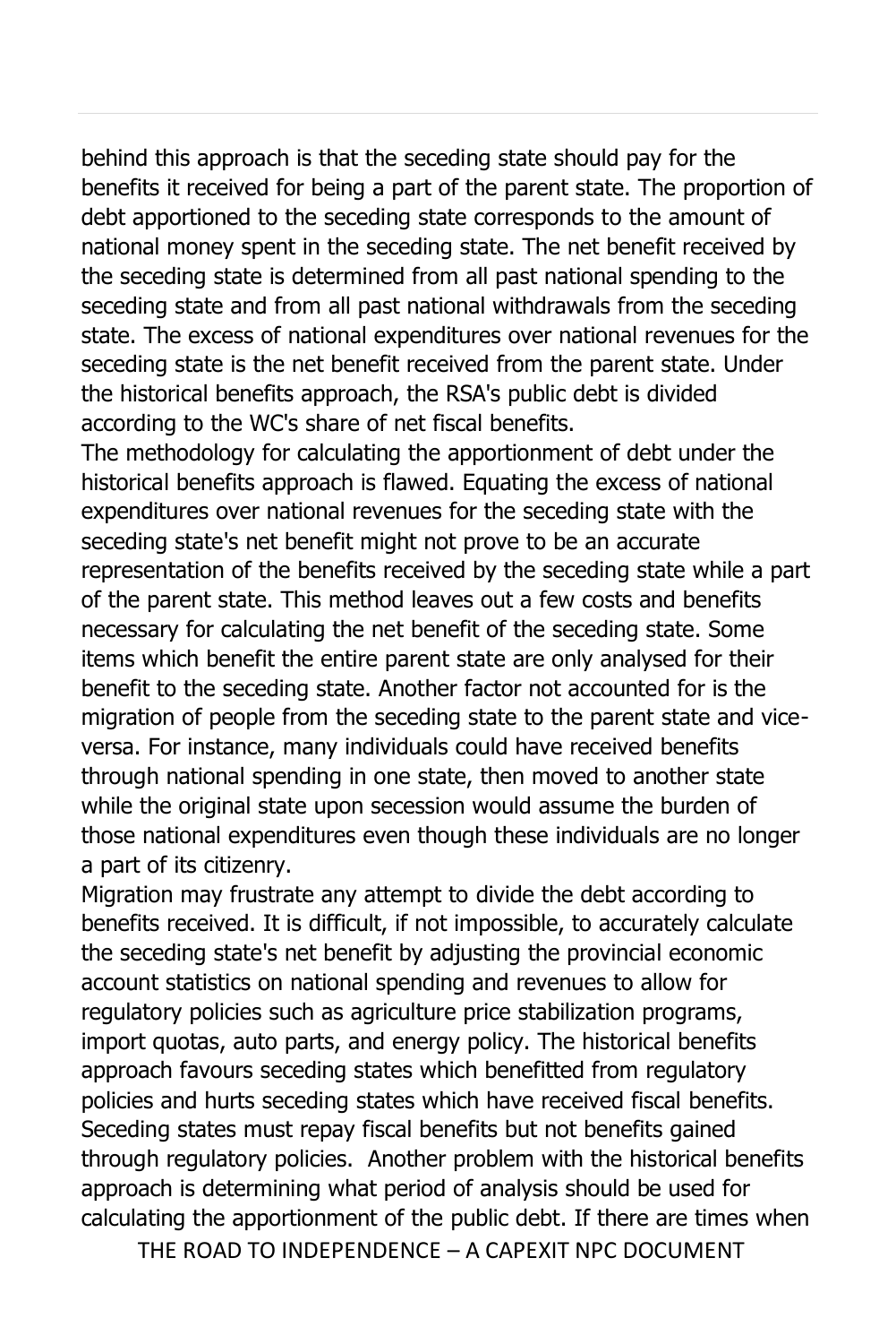behind this approach is that the seceding state should pay for the benefits it received for being a part of the parent state. The proportion of debt apportioned to the seceding state corresponds to the amount of national money spent in the seceding state. The net benefit received by the seceding state is determined from all past national spending to the seceding state and from all past national withdrawals from the seceding state. The excess of national expenditures over national revenues for the seceding state is the net benefit received from the parent state. Under the historical benefits approach, the RSA's public debt is divided according to the WC's share of net fiscal benefits.

The methodology for calculating the apportionment of debt under the historical benefits approach is flawed. Equating the excess of national expenditures over national revenues for the seceding state with the seceding state's net benefit might not prove to be an accurate representation of the benefits received by the seceding state while a part of the parent state. This method leaves out a few costs and benefits necessary for calculating the net benefit of the seceding state. Some items which benefit the entire parent state are only analysed for their benefit to the seceding state. Another factor not accounted for is the migration of people from the seceding state to the parent state and vice-versa. For instance, many individuals could have received benefits through national spending in one state, then moved to another state while the original state upon secession would assume the burden of those national expenditures even though these individuals are no longer a part of its citizenry.

Migration may frustrate any attempt to divide the debt according to benefits received. It is difficult, if not impossible, to accurately calculate the seceding state's net benefit by adjusting the provincial economic account statistics on national spending and revenues to allow for regulatory policies such as agriculture price stabilization programs, import quotas, auto parts, and energy policy. The historical benefits approach favours seceding states which benefitted from regulatory policies and hurts seceding states which have received fiscal benefits. Seceding states must repay fiscal benefits but not benefits gained through regulatory policies. Another problem with the historical benefits approach is determining what period of analysis should be used for calculating the apportionment of the public debt. If there are times when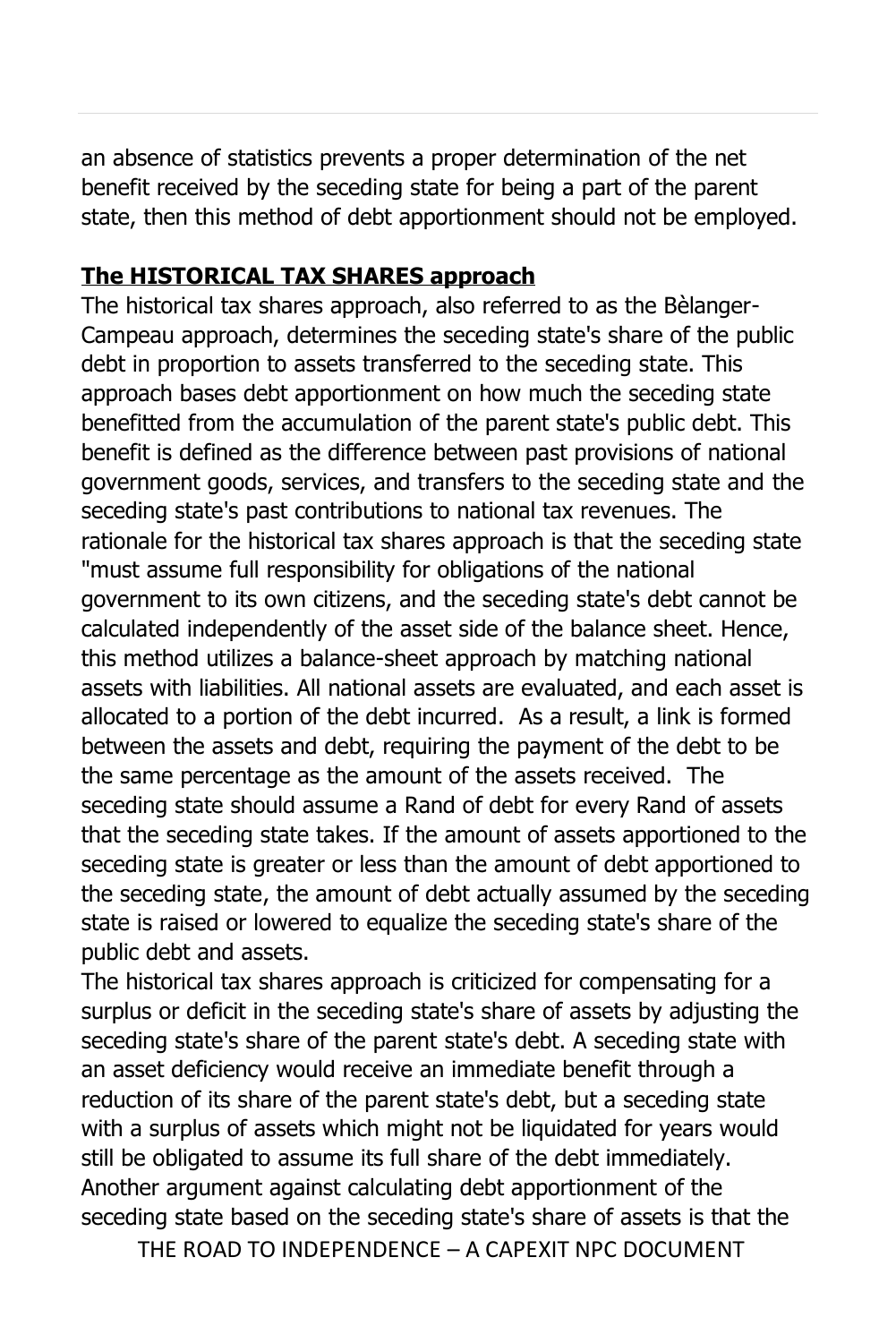an absence of statistics prevents a proper determination of the net benefit received by the seceding state for being a part of the parent state, then this method of debt apportionment should not be employed.

**The HISTORICAL TAX SHARES approach**

The historical tax shares approach, also referred to as the Bèlanger-Campeau approach, determines the seceding state's share of the public debt in proportion to assets transferred to the seceding state. This approach bases debt apportionment on how much the seceding state benefitted from the accumulation of the parent state's public debt. This benefit is defined as the difference between past provisions of national government goods, services, and transfers to the seceding state and the seceding state's past contributions to national tax revenues. The rationale for the historical tax shares approach is that the seceding state "must assume full responsibility for obligations of the national government to its own citizens, and the seceding state's debt cannot be calculated independently of the asset side of the balance sheet. Hence, this method utilizes a balance-sheet approach by matching national assets with liabilities. All national assets are evaluated, and each asset is allocated to a portion of the debt incurred. As a result, a link is formed between the assets and debt, requiring the payment of the debt to be the same percentage as the amount of the assets received. The seceding state should assume a Rand of debt for every Rand of assets that the seceding state takes. If the amount of assets apportioned to the seceding state is greater or less than the amount of debt apportioned to the seceding state, the amount of debt actually assumed by the seceding state is raised or lowered to equalize the seceding state's share of the public debt and assets.

The historical tax shares approach is criticized for compensating for a surplus or deficit in the seceding state's share of assets by adjusting the seceding state's share of the parent state's debt. A seceding state with an asset deficiency would receive an immediate benefit through a reduction of its share of the parent state's debt, but a seceding state with a surplus of assets which might not be liquidated for years would still be obligated to assume its full share of the debt immediately. Another argument against calculating debt apportionment of the seceding state based on the seceding state's share of assets is that the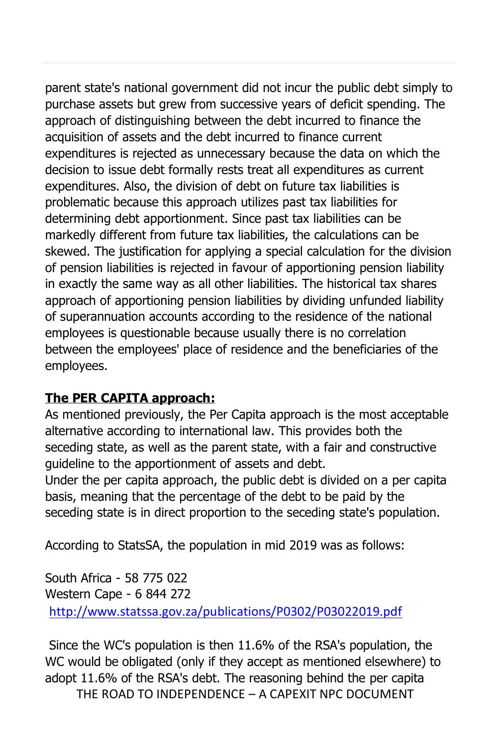parent state's national government did not incur the public debt simply to purchase assets but grew from successive years of deficit spending. The approach of distinguishing between the debt incurred to finance the acquisition of assets and the debt incurred to finance current expenditures is rejected as unnecessary because the data on which the decision to issue debt formally rests treat all expenditures as current expenditures. Also, the division of debt on future tax liabilities is problematic because this approach utilizes past tax liabilities for determining debt apportionment. Since past tax liabilities can be markedly different from future tax liabilities, the calculations can be skewed. The justification for applying a special calculation for the division of pension liabilities is rejected in favour of apportioning pension liability in exactly the same way as all other liabilities. The historical tax shares approach of apportioning pension liabilities by dividing unfunded liability of superannuation accounts according to the residence of the national employees is questionable because usually there is no correlation between the employees' place of residence and the beneficiaries of the employees.

**The PER CAPITA approach:**

As mentioned previously, the Per Capita approach is the most acceptable alternative according to international law. This provides both the seceding state, as well as the parent state, with a fair and constructive guideline to the apportionment of assets and debt.
Under the per capita approach, the public debt is divided on a per capita basis, meaning that the percentage of the debt to be paid by the seceding state is in direct proportion to the seceding state's population.

According to StatsSA, the population in mid 2019 was as follows:

South Africa - 58 775 022
Western Cape - 6 844 272
http://www.statssa.gov.za/publications/P0302/P03022019.pdf

Since the WC's population is then 11.6% of the RSA's population, the WC would be obligated (only if they accept as mentioned elsewhere) to adopt 11.6% of the RSA's debt. The reasoning behind the per capita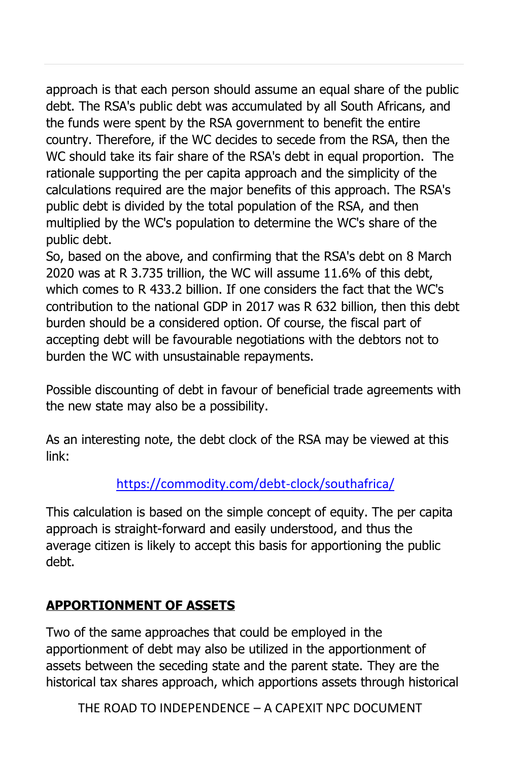approach is that each person should assume an equal share of the public debt. The RSA's public debt was accumulated by all South Africans, and the funds were spent by the RSA government to benefit the entire country. Therefore, if the WC decides to secede from the RSA, then the WC should take its fair share of the RSA's debt in equal proportion. The rationale supporting the per capita approach and the simplicity of the calculations required are the major benefits of this approach. The RSA's public debt is divided by the total population of the RSA, and then multiplied by the WC's population to determine the WC's share of the public debt.
So, based on the above, and confirming that the RSA's debt on 8 March 2020 was at R 3.735 trillion, the WC will assume 11.6% of this debt, which comes to R 433.2 billion. If one considers the fact that the WC's contribution to the national GDP in 2017 was R 632 billion, then this debt burden should be a considered option. Of course, the fiscal part of accepting debt will be favourable negotiations with the debtors not to burden the WC with unsustainable repayments.

Possible discounting of debt in favour of beneficial trade agreements with the new state may also be a possibility.

As an interesting note, the debt clock of the RSA may be viewed at this link:

https://commodity.com/debt-clock/southafrica/

This calculation is based on the simple concept of equity. The per capita approach is straight-forward and easily understood, and thus the average citizen is likely to accept this basis for apportioning the public debt.

## APPORTIONMENT OF ASSETS

Two of the same approaches that could be employed in the apportionment of debt may also be utilized in the apportionment of assets between the seceding state and the parent state. They are the historical tax shares approach, which apportions assets through historical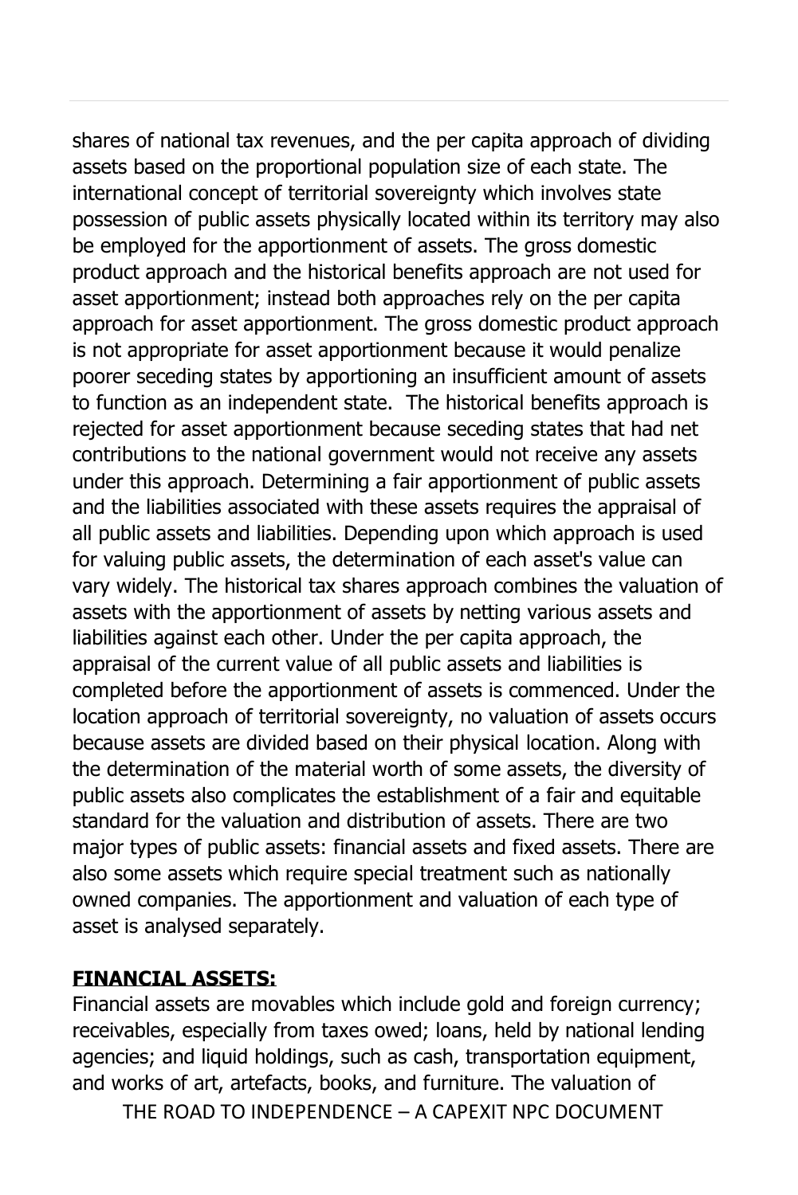shares of national tax revenues, and the per capita approach of dividing assets based on the proportional population size of each state. The international concept of territorial sovereignty which involves state possession of public assets physically located within its territory may also be employed for the apportionment of assets. The gross domestic product approach and the historical benefits approach are not used for asset apportionment; instead both approaches rely on the per capita approach for asset apportionment. The gross domestic product approach is not appropriate for asset apportionment because it would penalize poorer seceding states by apportioning an insufficient amount of assets to function as an independent state. The historical benefits approach is rejected for asset apportionment because seceding states that had net contributions to the national government would not receive any assets under this approach. Determining a fair apportionment of public assets and the liabilities associated with these assets requires the appraisal of all public assets and liabilities. Depending upon which approach is used for valuing public assets, the determination of each asset's value can vary widely. The historical tax shares approach combines the valuation of assets with the apportionment of assets by netting various assets and liabilities against each other. Under the per capita approach, the appraisal of the current value of all public assets and liabilities is completed before the apportionment of assets is commenced. Under the location approach of territorial sovereignty, no valuation of assets occurs because assets are divided based on their physical location. Along with the determination of the material worth of some assets, the diversity of public assets also complicates the establishment of a fair and equitable standard for the valuation and distribution of assets. There are two major types of public assets: financial assets and fixed assets. There are also some assets which require special treatment such as nationally owned companies. The apportionment and valuation of each type of asset is analysed separately.

## FINANCIAL ASSETS:

Financial assets are movables which include gold and foreign currency; receivables, especially from taxes owed; loans, held by national lending agencies; and liquid holdings, such as cash, transportation equipment, and works of art, artefacts, books, and furniture. The valuation of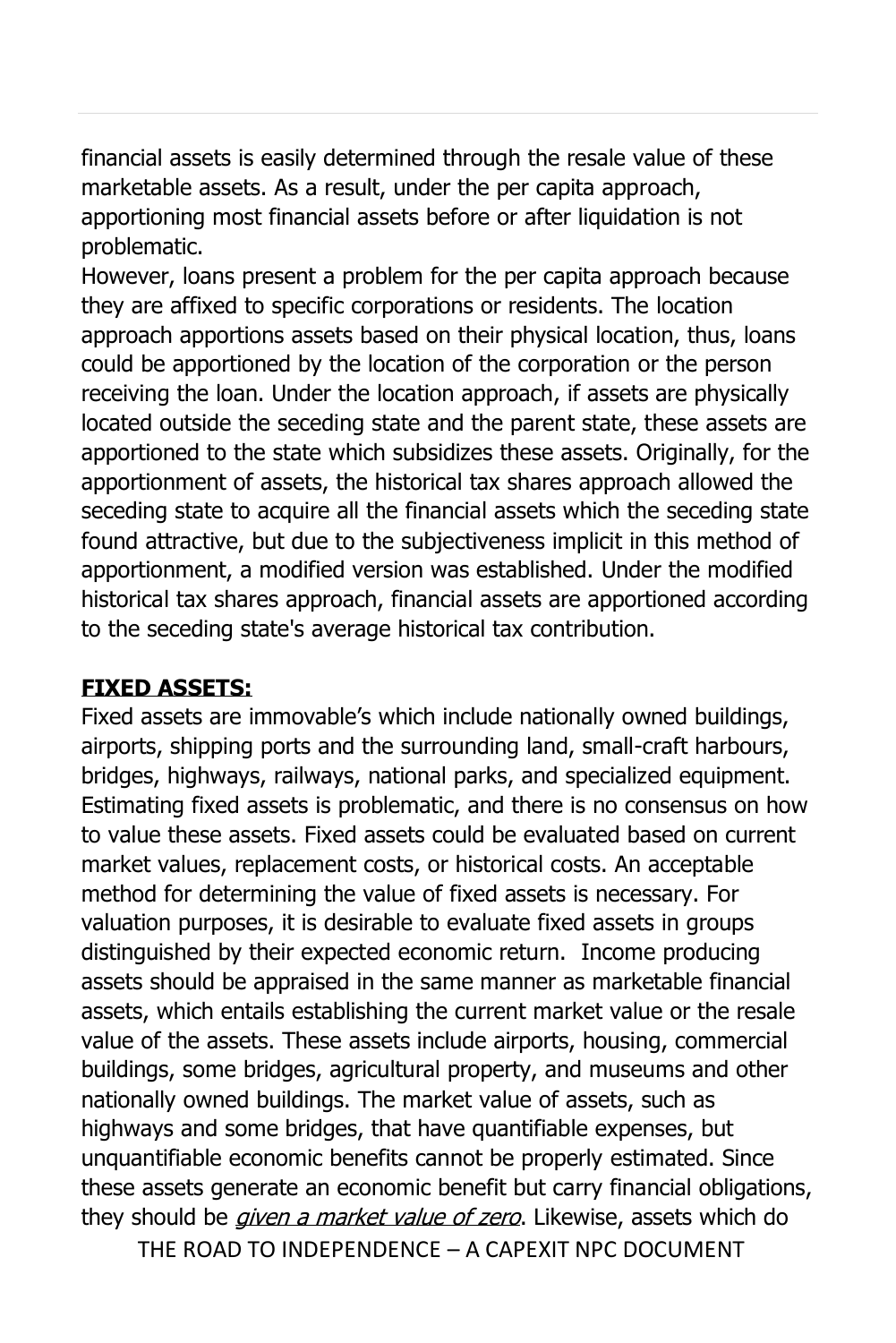financial assets is easily determined through the resale value of these marketable assets. As a result, under the per capita approach, apportioning most financial assets before or after liquidation is not problematic.

However, loans present a problem for the per capita approach because they are affixed to specific corporations or residents. The location approach apportions assets based on their physical location, thus, loans could be apportioned by the location of the corporation or the person receiving the loan. Under the location approach, if assets are physically located outside the seceding state and the parent state, these assets are apportioned to the state which subsidizes these assets. Originally, for the apportionment of assets, the historical tax shares approach allowed the seceding state to acquire all the financial assets which the seceding state found attractive, but due to the subjectiveness implicit in this method of apportionment, a modified version was established. Under the modified historical tax shares approach, financial assets are apportioned according to the seceding state's average historical tax contribution.

**FIXED ASSETS:**

Fixed assets are immovable's which include nationally owned buildings, airports, shipping ports and the surrounding land, small-craft harbours, bridges, highways, railways, national parks, and specialized equipment. Estimating fixed assets is problematic, and there is no consensus on how to value these assets. Fixed assets could be evaluated based on current market values, replacement costs, or historical costs. An acceptable method for determining the value of fixed assets is necessary. For valuation purposes, it is desirable to evaluate fixed assets in groups distinguished by their expected economic return. Income producing assets should be appraised in the same manner as marketable financial assets, which entails establishing the current market value or the resale value of the assets. These assets include airports, housing, commercial buildings, some bridges, agricultural property, and museums and other nationally owned buildings. The market value of assets, such as highways and some bridges, that have quantifiable expenses, but unquantifiable economic benefits cannot be properly estimated. Since these assets generate an economic benefit but carry financial obligations, they should be *given a market value of zero*. Likewise, assets which do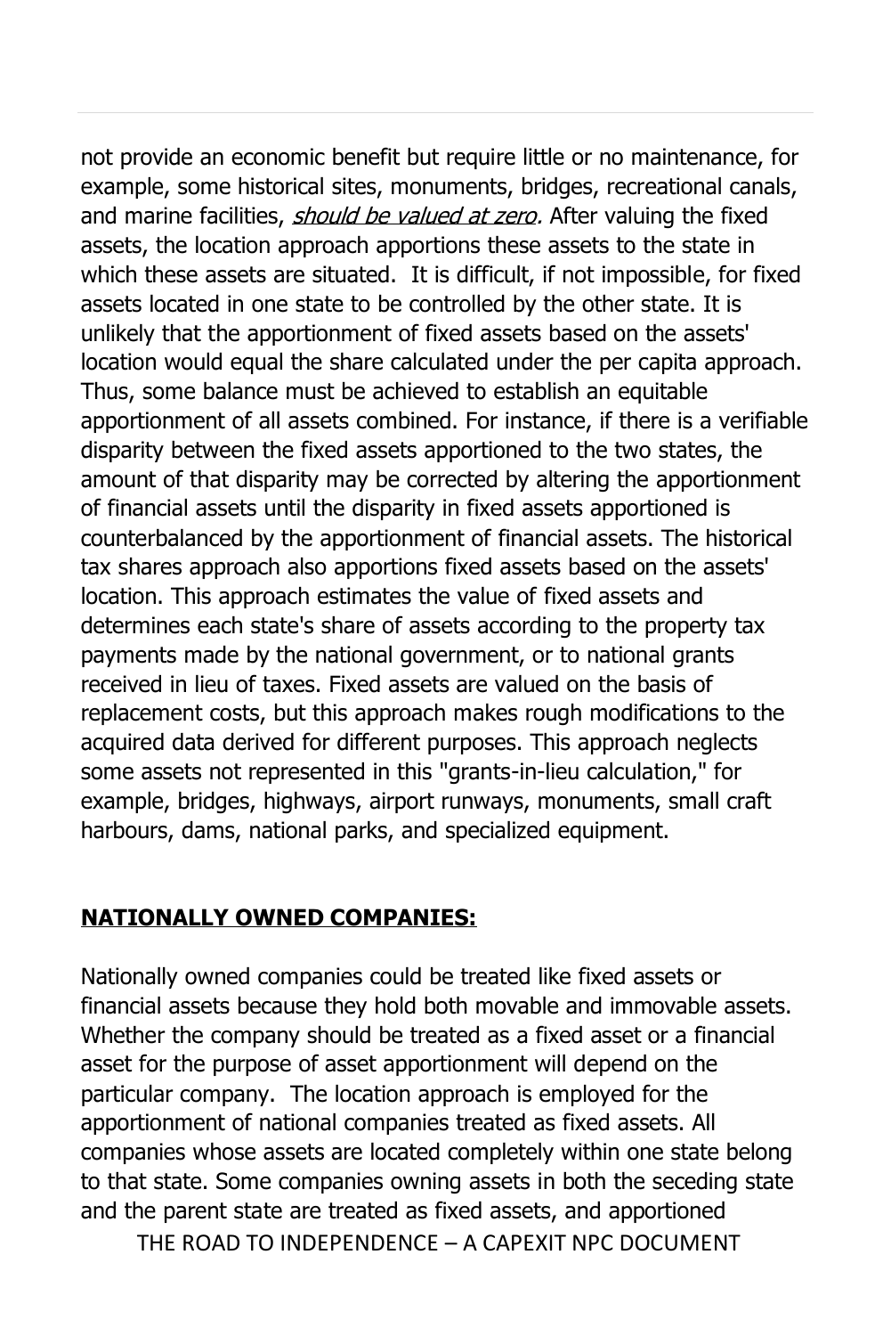not provide an economic benefit but require little or no maintenance, for example, some historical sites, monuments, bridges, recreational canals, and marine facilities, *should be valued at zero.* After valuing the fixed assets, the location approach apportions these assets to the state in which these assets are situated. It is difficult, if not impossible, for fixed assets located in one state to be controlled by the other state. It is unlikely that the apportionment of fixed assets based on the assets' location would equal the share calculated under the per capita approach. Thus, some balance must be achieved to establish an equitable apportionment of all assets combined. For instance, if there is a verifiable disparity between the fixed assets apportioned to the two states, the amount of that disparity may be corrected by altering the apportionment of financial assets until the disparity in fixed assets apportioned is counterbalanced by the apportionment of financial assets. The historical tax shares approach also apportions fixed assets based on the assets' location. This approach estimates the value of fixed assets and determines each state's share of assets according to the property tax payments made by the national government, or to national grants received in lieu of taxes. Fixed assets are valued on the basis of replacement costs, but this approach makes rough modifications to the acquired data derived for different purposes. This approach neglects some assets not represented in this "grants-in-lieu calculation," for example, bridges, highways, airport runways, monuments, small craft harbours, dams, national parks, and specialized equipment.

## NATIONALLY OWNED COMPANIES:

Nationally owned companies could be treated like fixed assets or financial assets because they hold both movable and immovable assets. Whether the company should be treated as a fixed asset or a financial asset for the purpose of asset apportionment will depend on the particular company. The location approach is employed for the apportionment of national companies treated as fixed assets. All companies whose assets are located completely within one state belong to that state. Some companies owning assets in both the seceding state and the parent state are treated as fixed assets, and apportioned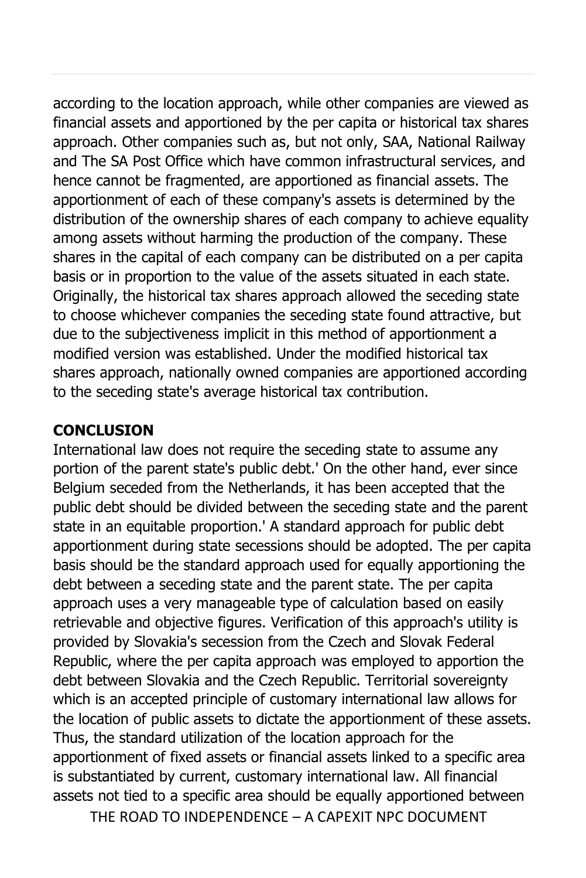according to the location approach, while other companies are viewed as financial assets and apportioned by the per capita or historical tax shares approach. Other companies such as, but not only, SAA, National Railway and The SA Post Office which have common infrastructural services, and hence cannot be fragmented, are apportioned as financial assets. The apportionment of each of these company's assets is determined by the distribution of the ownership shares of each company to achieve equality among assets without harming the production of the company. These shares in the capital of each company can be distributed on a per capita basis or in proportion to the value of the assets situated in each state. Originally, the historical tax shares approach allowed the seceding state to choose whichever companies the seceding state found attractive, but due to the subjectiveness implicit in this method of apportionment a modified version was established. Under the modified historical tax shares approach, nationally owned companies are apportioned according to the seceding state's average historical tax contribution.

**CONCLUSION**

International law does not require the seceding state to assume any portion of the parent state's public debt.' On the other hand, ever since Belgium seceded from the Netherlands, it has been accepted that the public debt should be divided between the seceding state and the parent state in an equitable proportion.' A standard approach for public debt apportionment during state secessions should be adopted. The per capita basis should be the standard approach used for equally apportioning the debt between a seceding state and the parent state. The per capita approach uses a very manageable type of calculation based on easily retrievable and objective figures. Verification of this approach's utility is provided by Slovakia's secession from the Czech and Slovak Federal Republic, where the per capita approach was employed to apportion the debt between Slovakia and the Czech Republic. Territorial sovereignty which is an accepted principle of customary international law allows for the location of public assets to dictate the apportionment of these assets. Thus, the standard utilization of the location approach for the apportionment of fixed assets or financial assets linked to a specific area is substantiated by current, customary international law. All financial assets not tied to a specific area should be equally apportioned between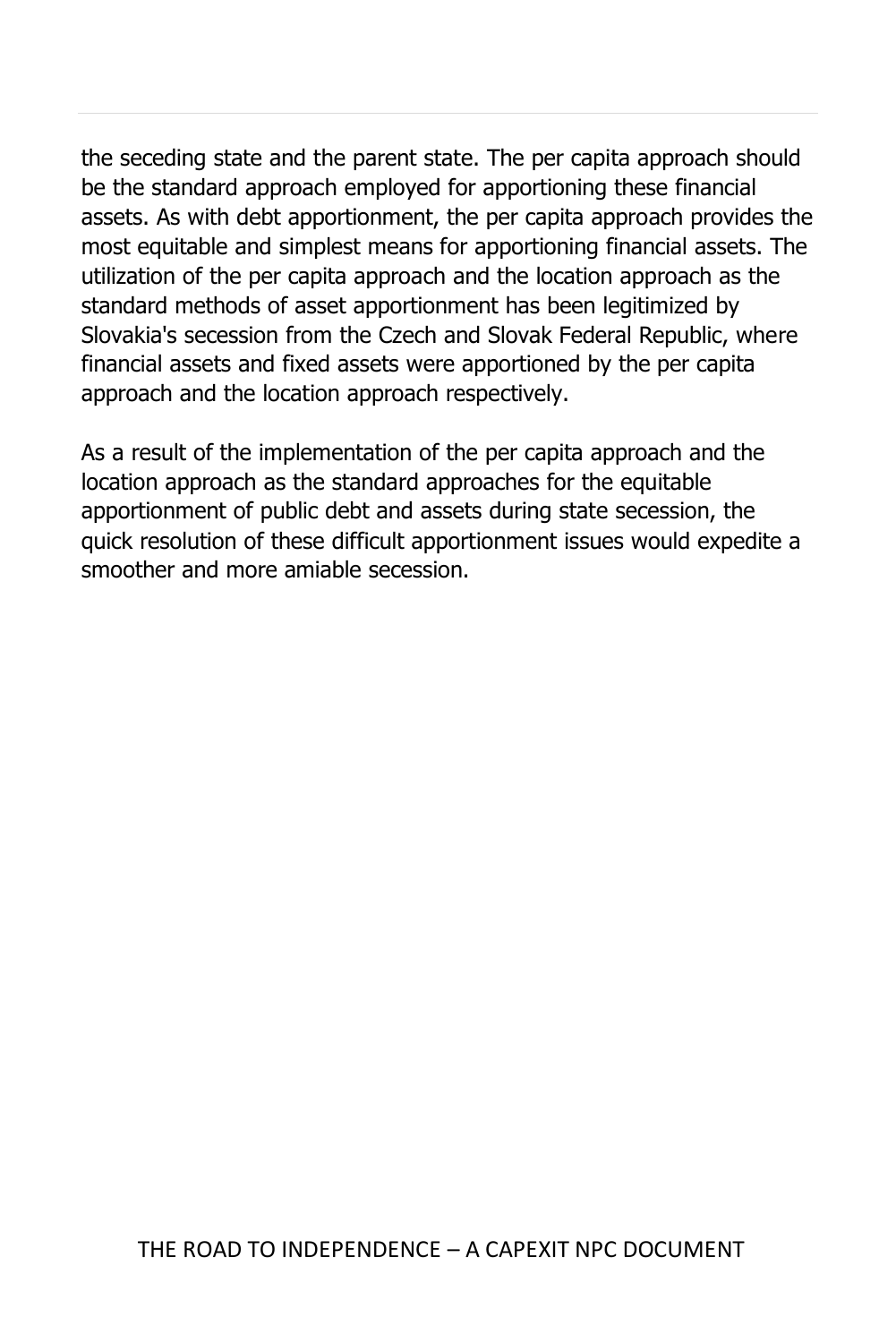the seceding state and the parent state. The per capita approach should be the standard approach employed for apportioning these financial assets. As with debt apportionment, the per capita approach provides the most equitable and simplest means for apportioning financial assets. The utilization of the per capita approach and the location approach as the standard methods of asset apportionment has been legitimized by Slovakia's secession from the Czech and Slovak Federal Republic, where financial assets and fixed assets were apportioned by the per capita approach and the location approach respectively.

As a result of the implementation of the per capita approach and the location approach as the standard approaches for the equitable apportionment of public debt and assets during state secession, the quick resolution of these difficult apportionment issues would expedite a smoother and more amiable secession.